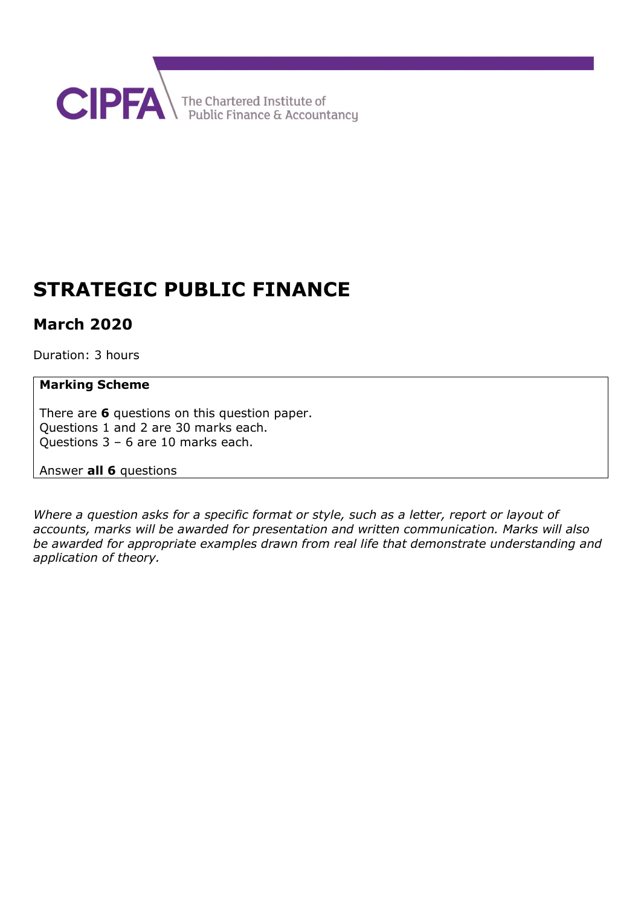CIPFA The Chartered Institute of Public Finance & Accountancy

# STRATEGIC PUBLIC FINANCE

## March 2020

Duration: 3 hours

**Marking Scheme**

There are **6** questions on this question paper.
Questions 1 and 2 are 30 marks each.
Questions 3 – 6 are 10 marks each.

Answer **all 6** questions

*Where a question asks for a specific format or style, such as a letter, report or layout of accounts, marks will be awarded for presentation and written communication. Marks will also be awarded for appropriate examples drawn from real life that demonstrate understanding and application of theory.*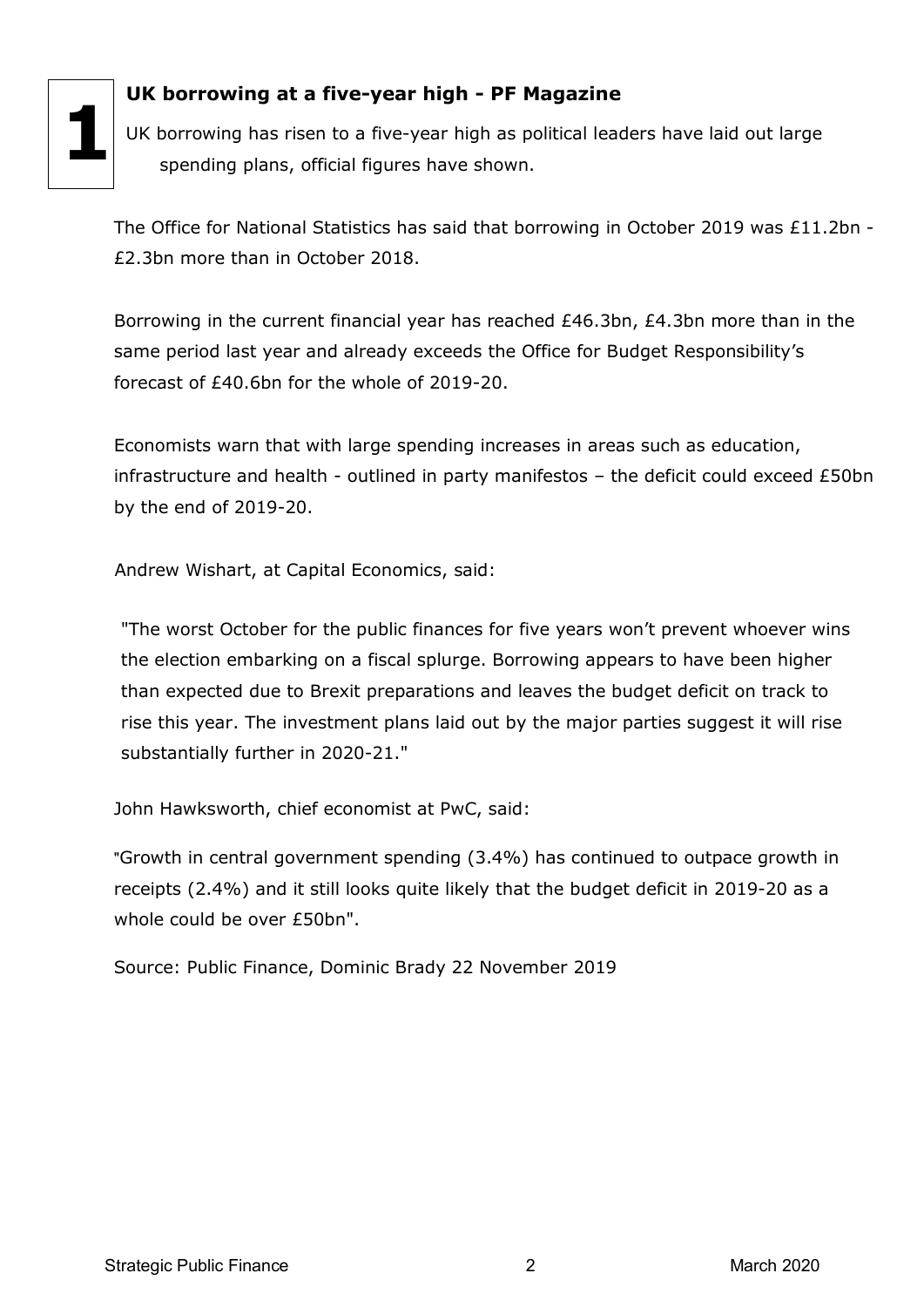**1**

## UK borrowing at a five-year high - PF Magazine

UK borrowing has risen to a five-year high as political leaders have laid out large spending plans, official figures have shown.

The Office for National Statistics has said that borrowing in October 2019 was £11.2bn - £2.3bn more than in October 2018.

Borrowing in the current financial year has reached £46.3bn, £4.3bn more than in the same period last year and already exceeds the Office for Budget Responsibility's forecast of £40.6bn for the whole of 2019-20.

Economists warn that with large spending increases in areas such as education, infrastructure and health - outlined in party manifestos – the deficit could exceed £50bn by the end of 2019-20.

Andrew Wishart, at Capital Economics, said:

> "The worst October for the public finances for five years won't prevent whoever wins the election embarking on a fiscal splurge. Borrowing appears to have been higher than expected due to Brexit preparations and leaves the budget deficit on track to rise this year. The investment plans laid out by the major parties suggest it will rise substantially further in 2020-21."

John Hawksworth, chief economist at PwC, said:

"Growth in central government spending (3.4%) has continued to outpace growth in receipts (2.4%) and it still looks quite likely that the budget deficit in 2019-20 as a whole could be over £50bn".

Source: Public Finance, Dominic Brady 22 November 2019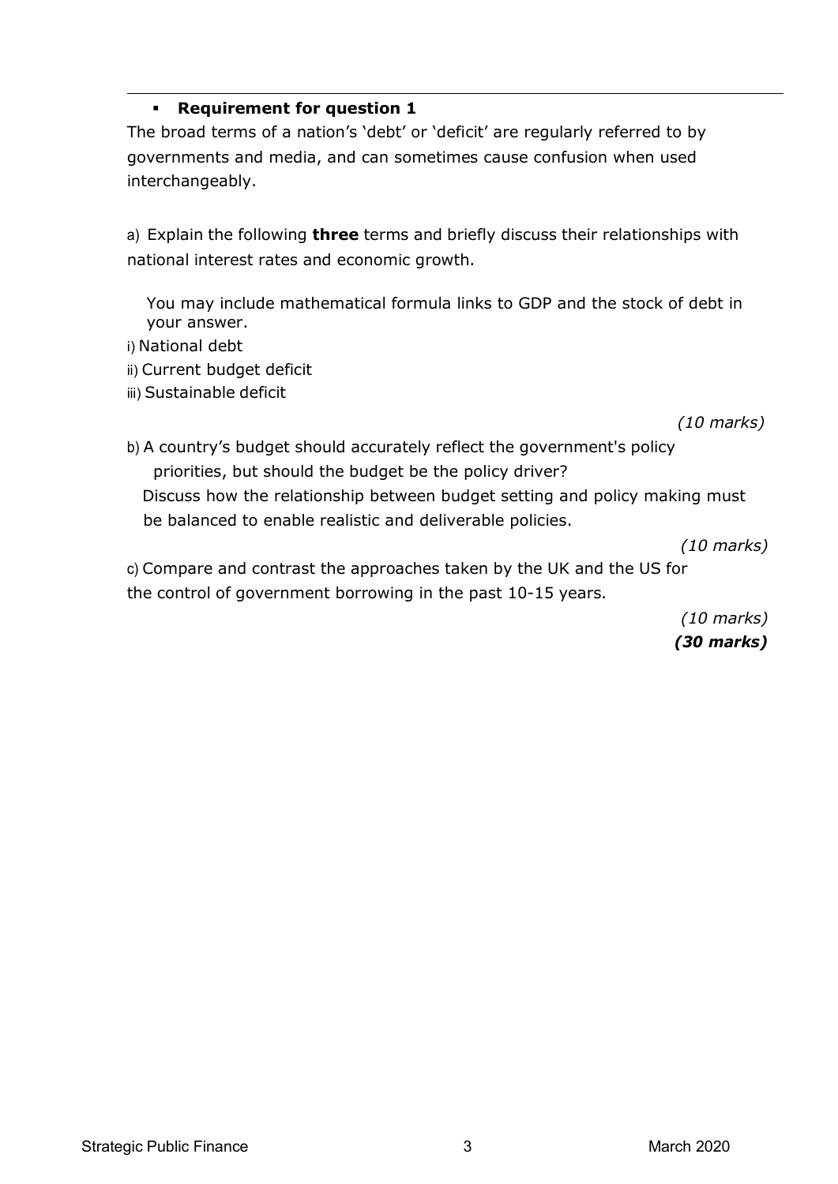- **Requirement for question 1**

The broad terms of a nation's 'debt' or 'deficit' are regularly referred to by governments and media, and can sometimes cause confusion when used interchangeably.

a) Explain the following **three** terms and briefly discuss their relationships with national interest rates and economic growth.

You may include mathematical formula links to GDP and the stock of debt in your answer.

i) National debt

ii) Current budget deficit

iii) Sustainable deficit

*(10 marks)*

b) A country's budget should accurately reflect the government's policy priorities, but should the budget be the policy driver?

Discuss how the relationship between budget setting and policy making must be balanced to enable realistic and deliverable policies.

*(10 marks)*

c) Compare and contrast the approaches taken by the UK and the US for the control of government borrowing in the past 10-15 years.

*(10 marks)*

***(30 marks)***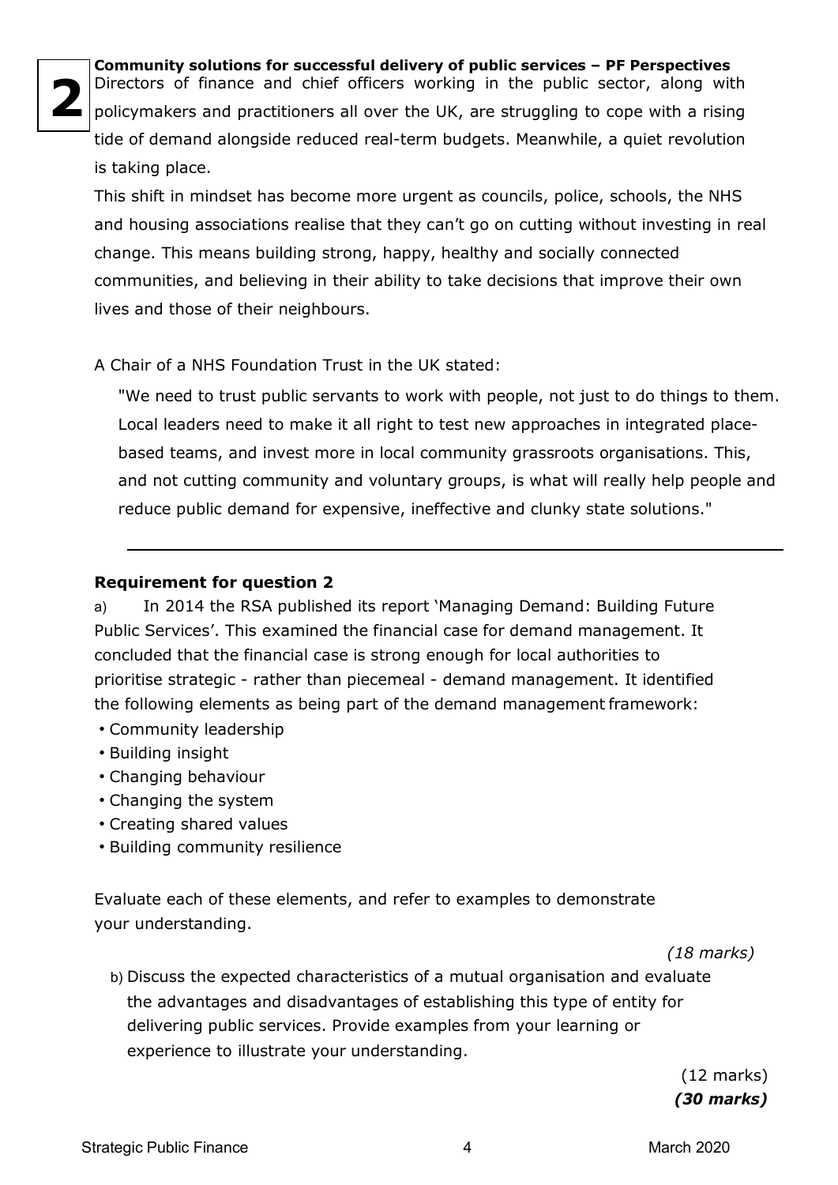**2**

**Community solutions for successful delivery of public services – PF Perspectives**

Directors of finance and chief officers working in the public sector, along with policymakers and practitioners all over the UK, are struggling to cope with a rising tide of demand alongside reduced real-term budgets. Meanwhile, a quiet revolution is taking place.

This shift in mindset has become more urgent as councils, police, schools, the NHS and housing associations realise that they can't go on cutting without investing in real change. This means building strong, happy, healthy and socially connected communities, and believing in their ability to take decisions that improve their own lives and those of their neighbours.

A Chair of a NHS Foundation Trust in the UK stated:

> "We need to trust public servants to work with people, not just to do things to them. Local leaders need to make it all right to test new approaches in integrated place-based teams, and invest more in local community grassroots organisations. This, and not cutting community and voluntary groups, is what will really help people and reduce public demand for expensive, ineffective and clunky state solutions."

---

**Requirement for question 2**

a) In 2014 the RSA published its report 'Managing Demand: Building Future Public Services'. This examined the financial case for demand management. It concluded that the financial case is strong enough for local authorities to prioritise strategic - rather than piecemeal - demand management. It identified the following elements as being part of the demand management framework:

- Community leadership
- Building insight
- Changing behaviour
- Changing the system
- Creating shared values
- Building community resilience

Evaluate each of these elements, and refer to examples to demonstrate your understanding.

*(18 marks)*

b) Discuss the expected characteristics of a mutual organisation and evaluate the advantages and disadvantages of establishing this type of entity for delivering public services. Provide examples from your learning or experience to illustrate your understanding.

(12 marks)

***(30 marks)***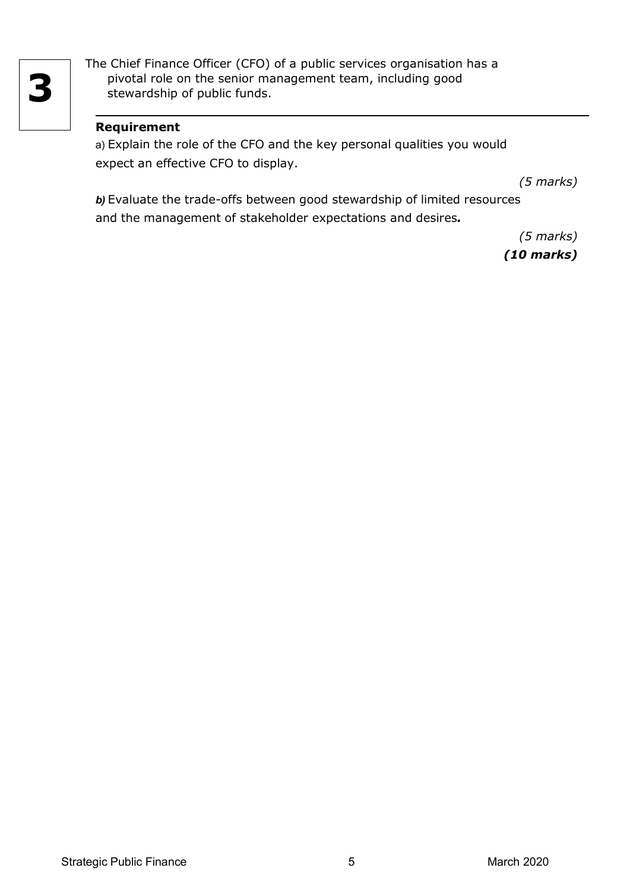**3**

The Chief Finance Officer (CFO) of a public services organisation has a pivotal role on the senior management team, including good stewardship of public funds.

---

**Requirement**

a) Explain the role of the CFO and the key personal qualities you would expect an effective CFO to display.

*(5 marks)*

***b)*** Evaluate the trade-offs between good stewardship of limited resources and the management of stakeholder expectations and desires***.***

*(5 marks)*

***(10 marks)***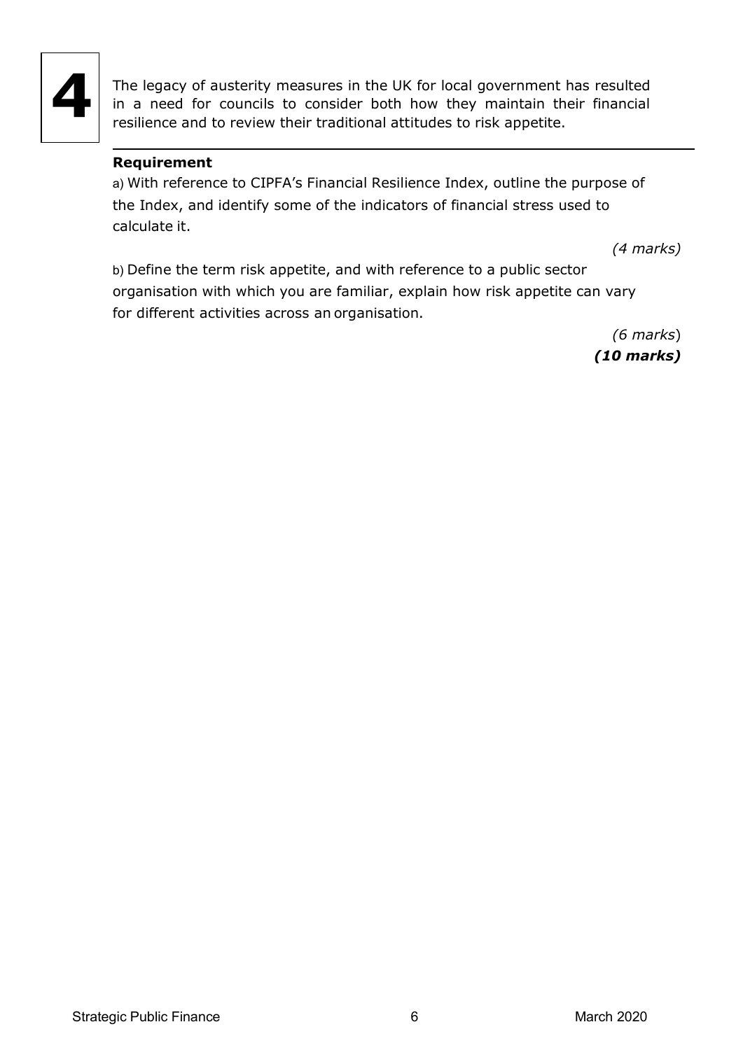# 4

The legacy of austerity measures in the UK for local government has resulted in a need for councils to consider both how they maintain their financial resilience and to review their traditional attitudes to risk appetite.

**Requirement**

a) With reference to CIPFA's Financial Resilience Index, outline the purpose of the Index, and identify some of the indicators of financial stress used to calculate it.

*(4 marks)*

b) Define the term risk appetite, and with reference to a public sector organisation with which you are familiar, explain how risk appetite can vary for different activities across an organisation.

*(6 marks)*

***(10 marks)***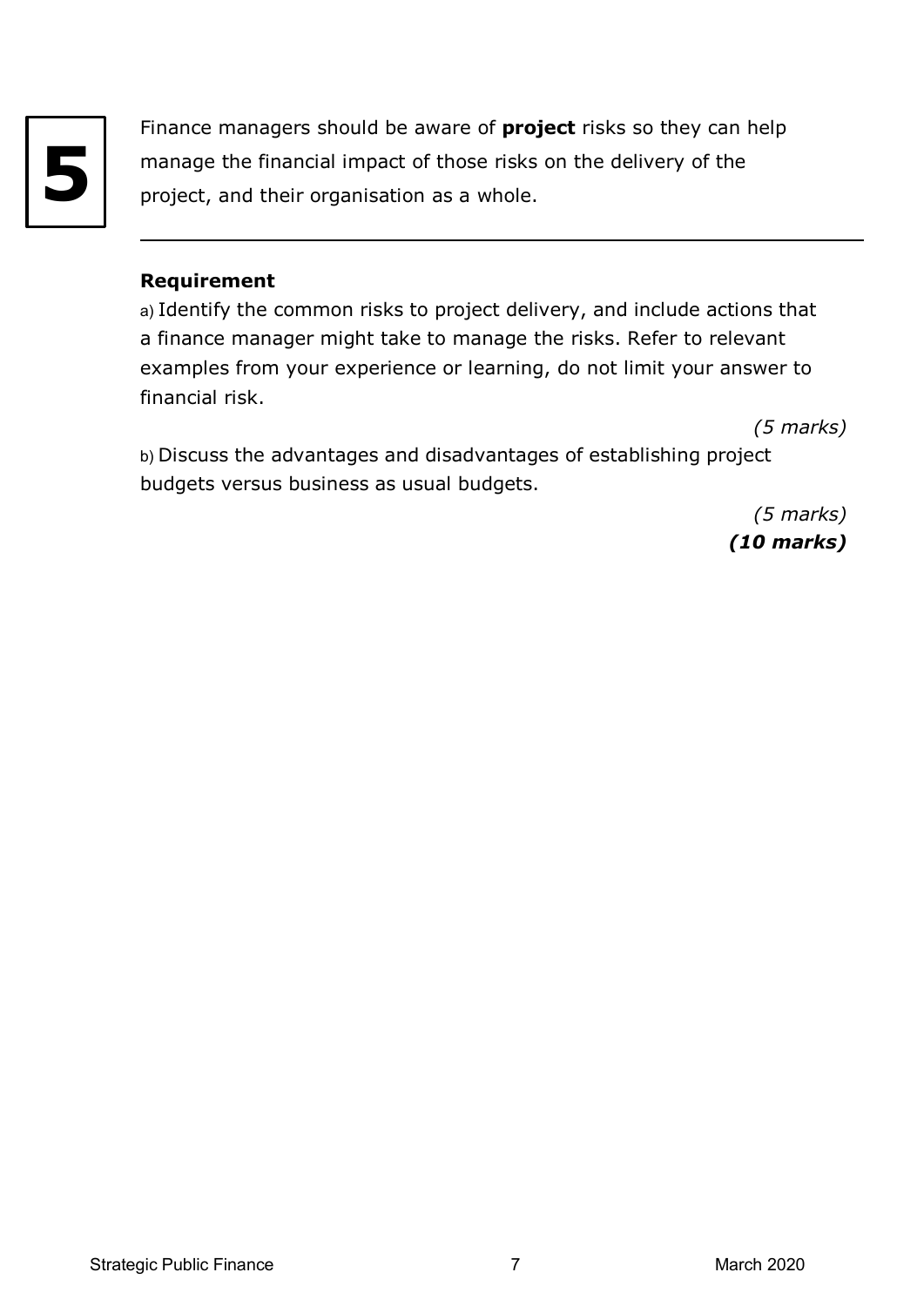# 5

Finance managers should be aware of **project** risks so they can help manage the financial impact of those risks on the delivery of the project, and their organisation as a whole.

---

**Requirement**

a) Identify the common risks to project delivery, and include actions that a finance manager might take to manage the risks. Refer to relevant examples from your experience or learning, do not limit your answer to financial risk.

*(5 marks)*

b) Discuss the advantages and disadvantages of establishing project budgets versus business as usual budgets.

*(5 marks)*

***(10 marks)***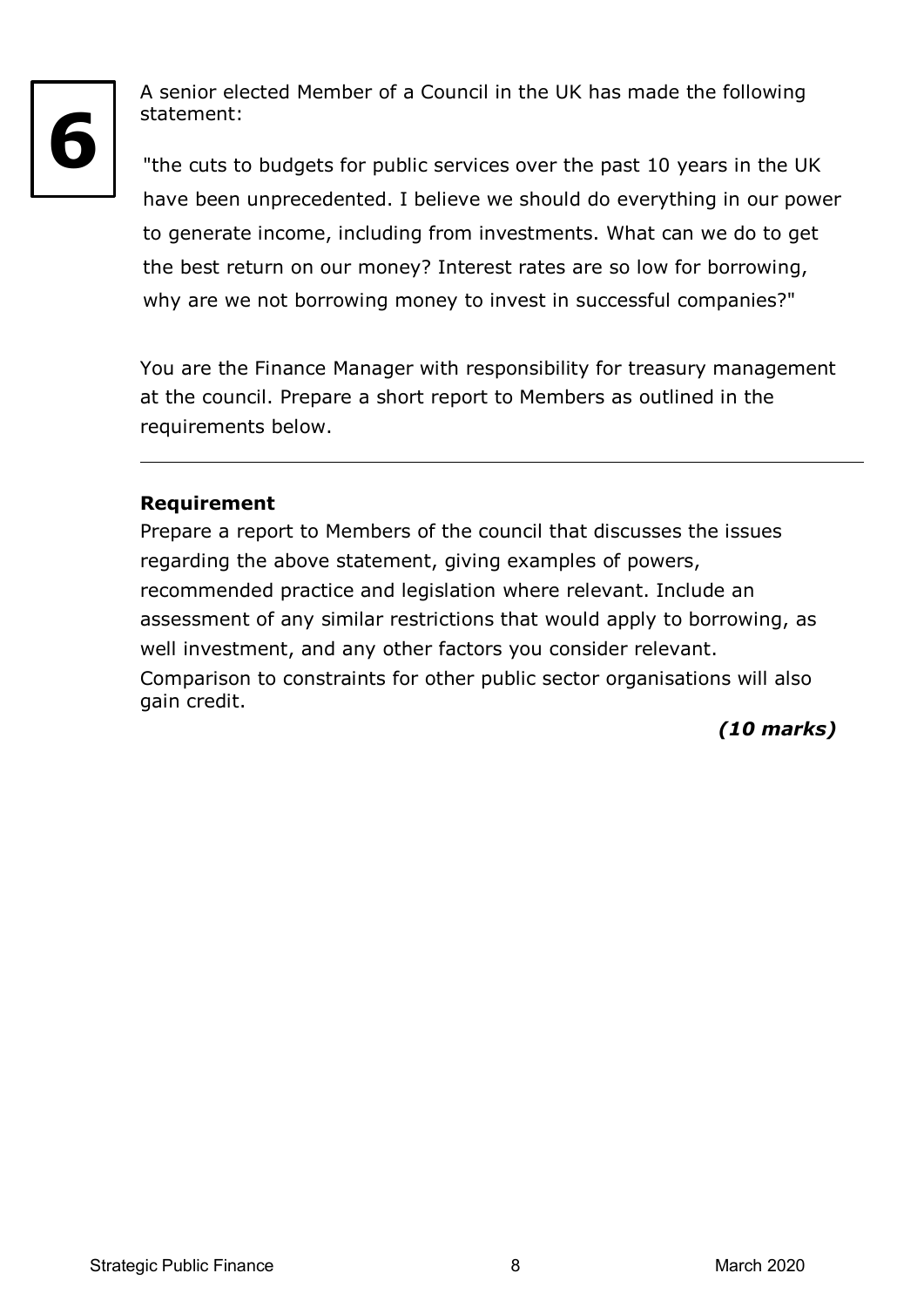# 6

A senior elected Member of a Council in the UK has made the following statement:

"the cuts to budgets for public services over the past 10 years in the UK have been unprecedented. I believe we should do everything in our power to generate income, including from investments. What can we do to get the best return on our money? Interest rates are so low for borrowing, why are we not borrowing money to invest in successful companies?"

You are the Finance Manager with responsibility for treasury management at the council. Prepare a short report to Members as outlined in the requirements below.

---

**Requirement**

Prepare a report to Members of the council that discusses the issues regarding the above statement, giving examples of powers, recommended practice and legislation where relevant. Include an assessment of any similar restrictions that would apply to borrowing, as well investment, and any other factors you consider relevant. Comparison to constraints for other public sector organisations will also gain credit.

***(10 marks)***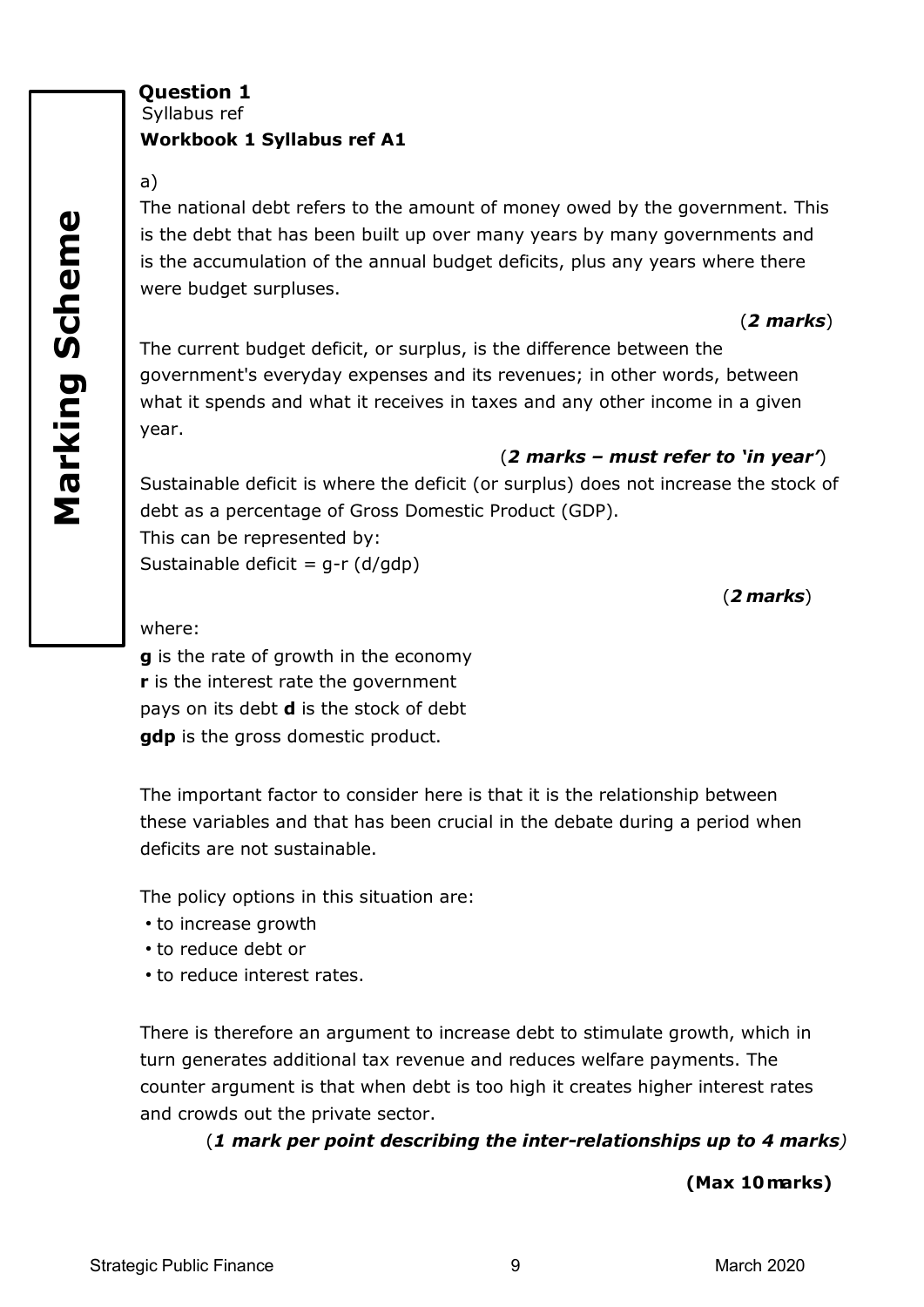**Marking Scheme**

**Question 1**

Syllabus ref

**Workbook 1 Syllabus ref A1**

a)

The national debt refers to the amount of money owed by the government. This is the debt that has been built up over many years by many governments and is the accumulation of the annual budget deficits, plus any years where there were budget surpluses.

(***2 marks***)

The current budget deficit, or surplus, is the difference between the government's everyday expenses and its revenues; in other words, between what it spends and what it receives in taxes and any other income in a given year.

(***2 marks – must refer to 'in year'***)

Sustainable deficit is where the deficit (or surplus) does not increase the stock of debt as a percentage of Gross Domestic Product (GDP).

This can be represented by:

Sustainable deficit = g-r (d/gdp)

(***2 marks***)

where:

**g** is the rate of growth in the economy
**r** is the interest rate the government pays on its debt **d** is the stock of debt
**gdp** is the gross domestic product.

The important factor to consider here is that it is the relationship between these variables and that has been crucial in the debate during a period when deficits are not sustainable.

The policy options in this situation are:

- to increase growth
- to reduce debt or
- to reduce interest rates.

There is therefore an argument to increase debt to stimulate growth, which in turn generates additional tax revenue and reduces welfare payments. The counter argument is that when debt is too high it creates higher interest rates and crowds out the private sector.

(***1 mark per point describing the inter-relationships up to 4 marks***)

**(Max 10 marks)**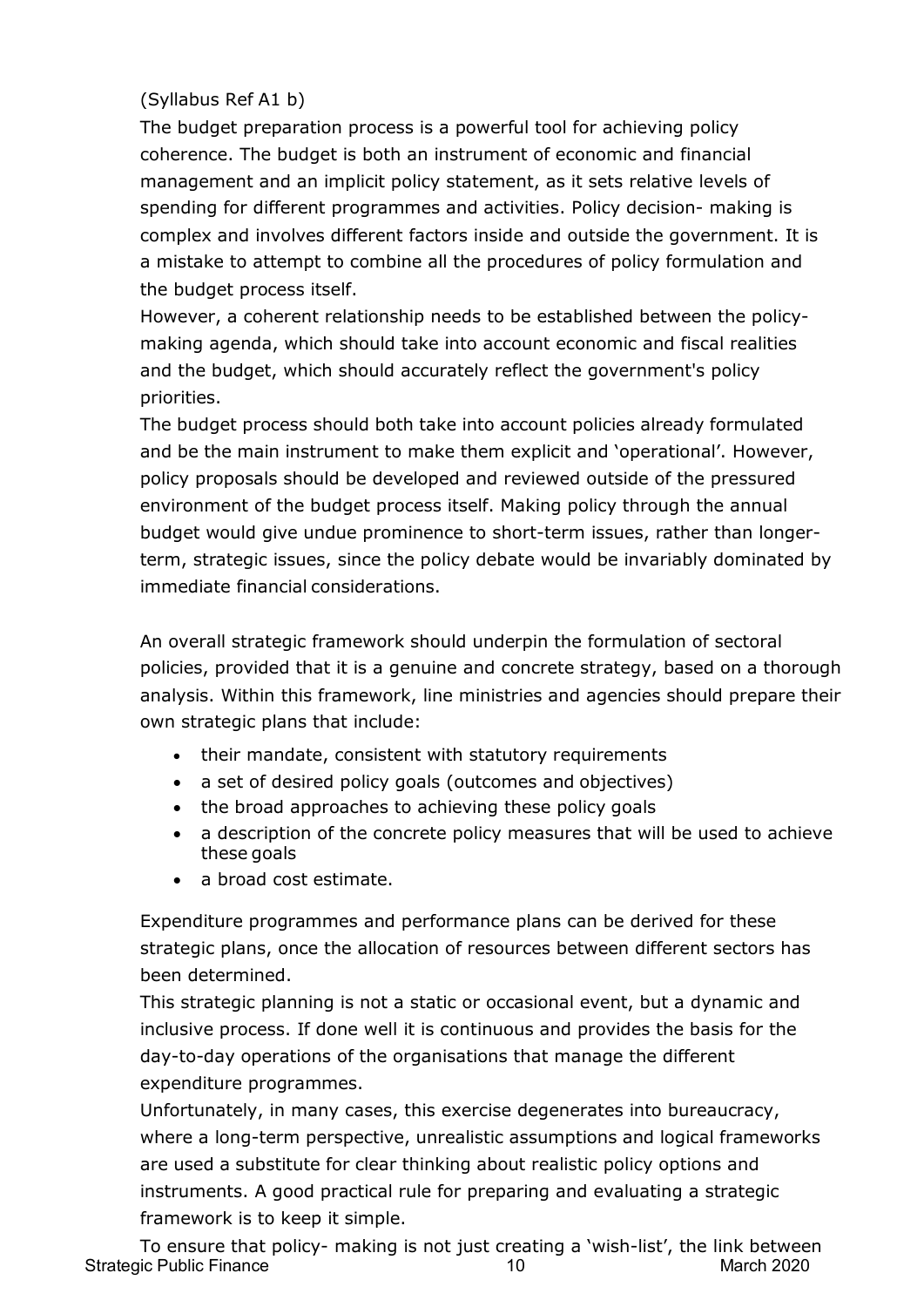(Syllabus Ref A1 b)

The budget preparation process is a powerful tool for achieving policy coherence. The budget is both an instrument of economic and financial management and an implicit policy statement, as it sets relative levels of spending for different programmes and activities. Policy decision- making is complex and involves different factors inside and outside the government. It is a mistake to attempt to combine all the procedures of policy formulation and the budget process itself.

However, a coherent relationship needs to be established between the policy-making agenda, which should take into account economic and fiscal realities and the budget, which should accurately reflect the government's policy priorities.

The budget process should both take into account policies already formulated and be the main instrument to make them explicit and 'operational'. However, policy proposals should be developed and reviewed outside of the pressured environment of the budget process itself. Making policy through the annual budget would give undue prominence to short-term issues, rather than longer-term, strategic issues, since the policy debate would be invariably dominated by immediate financial considerations.

An overall strategic framework should underpin the formulation of sectoral policies, provided that it is a genuine and concrete strategy, based on a thorough analysis. Within this framework, line ministries and agencies should prepare their own strategic plans that include:

- their mandate, consistent with statutory requirements
- a set of desired policy goals (outcomes and objectives)
- the broad approaches to achieving these policy goals
- a description of the concrete policy measures that will be used to achieve these goals
- a broad cost estimate.

Expenditure programmes and performance plans can be derived for these strategic plans, once the allocation of resources between different sectors has been determined.

This strategic planning is not a static or occasional event, but a dynamic and inclusive process. If done well it is continuous and provides the basis for the day-to-day operations of the organisations that manage the different expenditure programmes.

Unfortunately, in many cases, this exercise degenerates into bureaucracy, where a long-term perspective, unrealistic assumptions and logical frameworks are used a substitute for clear thinking about realistic policy options and instruments. A good practical rule for preparing and evaluating a strategic framework is to keep it simple.

To ensure that policy- making is not just creating a 'wish-list', the link between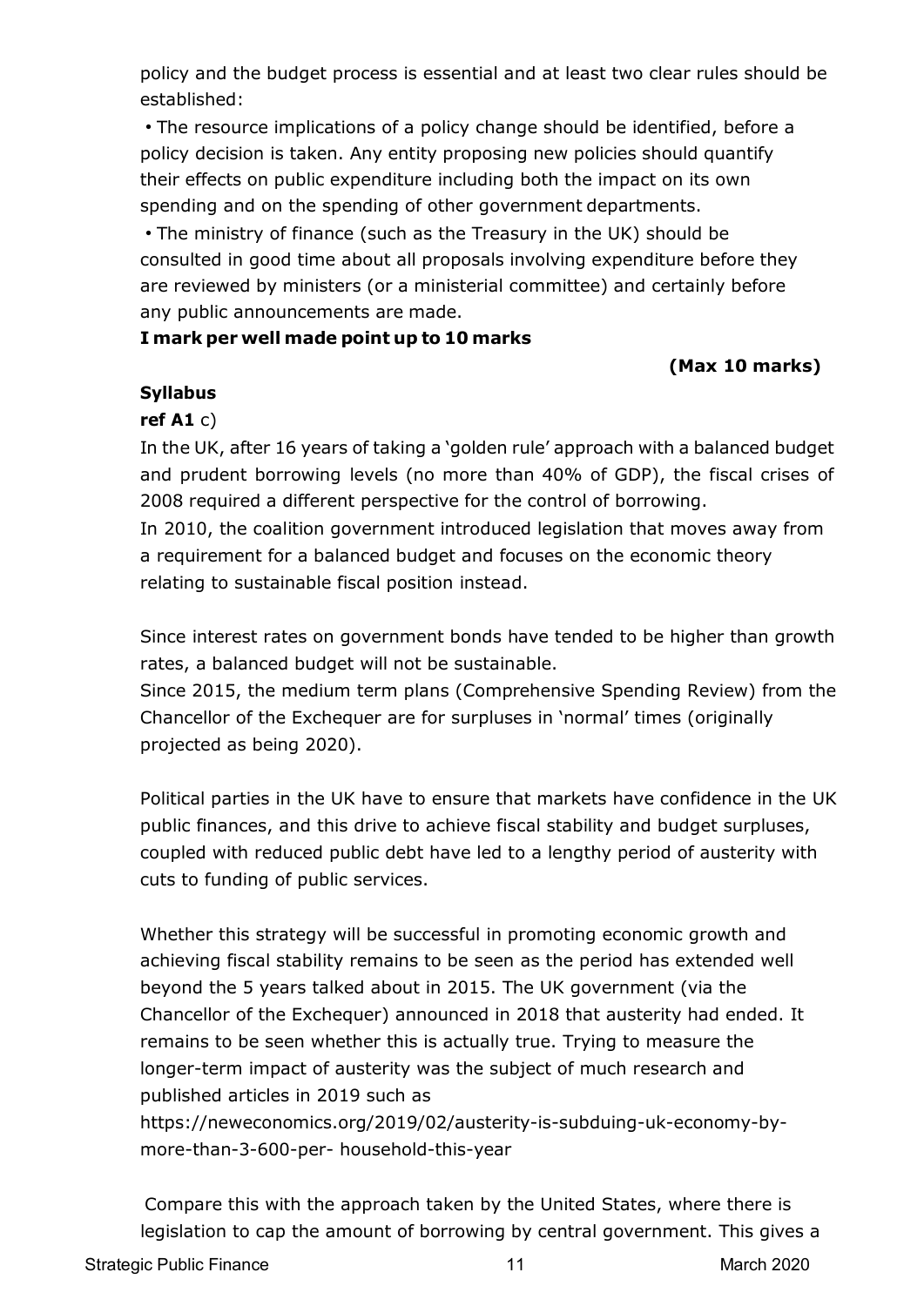policy and the budget process is essential and at least two clear rules should be established:

- The resource implications of a policy change should be identified, before a policy decision is taken. Any entity proposing new policies should quantify their effects on public expenditure including both the impact on its own spending and on the spending of other government departments.
- The ministry of finance (such as the Treasury in the UK) should be consulted in good time about all proposals involving expenditure before they are reviewed by ministers (or a ministerial committee) and certainly before any public announcements are made.

**I mark per well made point up to 10 marks**

**(Max 10 marks)**

**Syllabus ref A1** c)

In the UK, after 16 years of taking a 'golden rule' approach with a balanced budget and prudent borrowing levels (no more than 40% of GDP), the fiscal crises of 2008 required a different perspective for the control of borrowing.

In 2010, the coalition government introduced legislation that moves away from a requirement for a balanced budget and focuses on the economic theory relating to sustainable fiscal position instead.

Since interest rates on government bonds have tended to be higher than growth rates, a balanced budget will not be sustainable.

Since 2015, the medium term plans (Comprehensive Spending Review) from the Chancellor of the Exchequer are for surpluses in 'normal' times (originally projected as being 2020).

Political parties in the UK have to ensure that markets have confidence in the UK public finances, and this drive to achieve fiscal stability and budget surpluses, coupled with reduced public debt have led to a lengthy period of austerity with cuts to funding of public services.

Whether this strategy will be successful in promoting economic growth and achieving fiscal stability remains to be seen as the period has extended well beyond the 5 years talked about in 2015. The UK government (via the Chancellor of the Exchequer) announced in 2018 that austerity had ended. It remains to be seen whether this is actually true. Trying to measure the longer-term impact of austerity was the subject of much research and published articles in 2019 such as https://neweconomics.org/2019/02/austerity-is-subduing-uk-economy-by-more-than-3-600-per- household-this-year

Compare this with the approach taken by the United States, where there is legislation to cap the amount of borrowing by central government. This gives a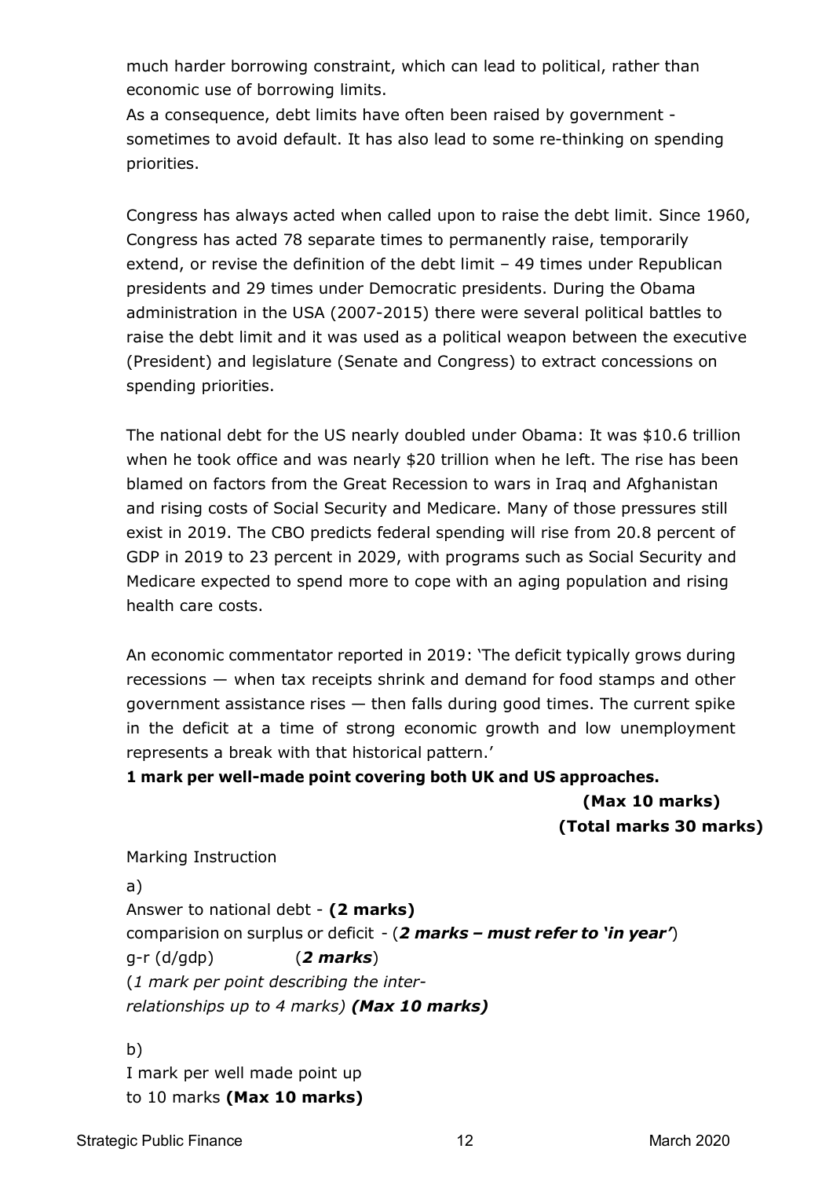much harder borrowing constraint, which can lead to political, rather than economic use of borrowing limits.
As a consequence, debt limits have often been raised by government - sometimes to avoid default. It has also lead to some re-thinking on spending priorities.

Congress has always acted when called upon to raise the debt limit. Since 1960, Congress has acted 78 separate times to permanently raise, temporarily extend, or revise the definition of the debt limit – 49 times under Republican presidents and 29 times under Democratic presidents. During the Obama administration in the USA (2007-2015) there were several political battles to raise the debt limit and it was used as a political weapon between the executive (President) and legislature (Senate and Congress) to extract concessions on spending priorities.

The national debt for the US nearly doubled under Obama: It was $10.6 trillion when he took office and was nearly $20 trillion when he left. The rise has been blamed on factors from the Great Recession to wars in Iraq and Afghanistan and rising costs of Social Security and Medicare. Many of those pressures still exist in 2019. The CBO predicts federal spending will rise from 20.8 percent of GDP in 2019 to 23 percent in 2029, with programs such as Social Security and Medicare expected to spend more to cope with an aging population and rising health care costs.

An economic commentator reported in 2019: 'The deficit typically grows during recessions — when tax receipts shrink and demand for food stamps and other government assistance rises — then falls during good times. The current spike in the deficit at a time of strong economic growth and low unemployment represents a break with that historical pattern.'

**1 mark per well-made point covering both UK and US approaches.**

**(Max 10 marks)**

**(Total marks 30 marks)**

Marking Instruction

a)

Answer to national debt - **(2 marks)**
comparision on surplus or deficit - (***2 marks – must refer to 'in year'***)
g-r (d/gdp) (***2 marks***)
(*1 mark per point describing the inter-relationships up to 4 marks*) ***(Max 10 marks)***

b)

I mark per well made point up to 10 marks **(Max 10 marks)**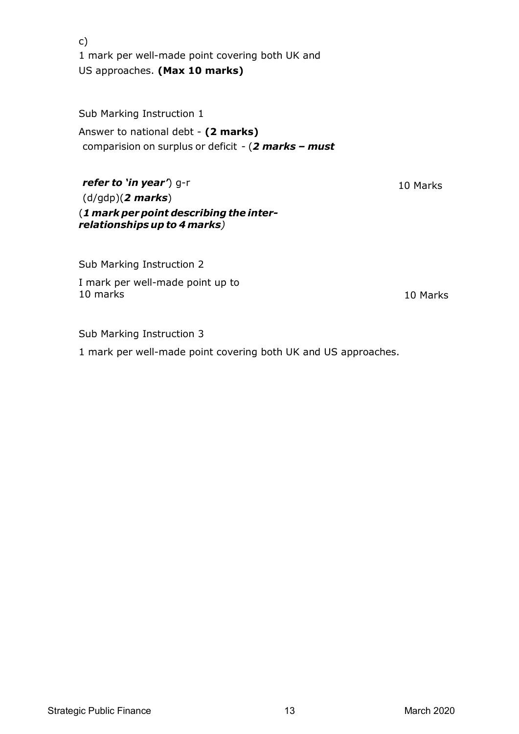c)
1 mark per well-made point covering both UK and US approaches. **(Max 10 marks)**

Sub Marking Instruction 1

Answer to national debt - **(2 marks)**
comparision on surplus or deficit - (***2 marks – must refer to 'in year'***) g-r (d/gdp)(***2 marks***)
(***1 mark per point describing the inter-relationships up to 4 marks***)

10 Marks

Sub Marking Instruction 2

I mark per well-made point up to 10 marks

10 Marks

Sub Marking Instruction 3

1 mark per well-made point covering both UK and US approaches.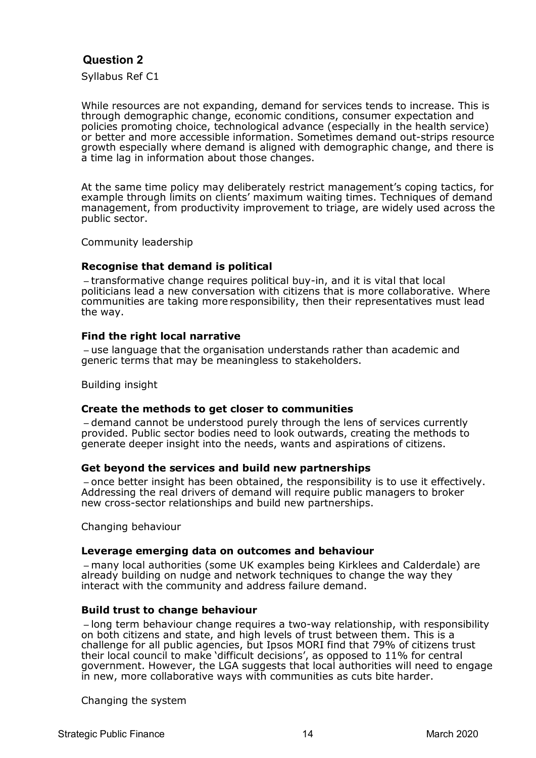## Question 2

Syllabus Ref C1

While resources are not expanding, demand for services tends to increase. This is through demographic change, economic conditions, consumer expectation and policies promoting choice, technological advance (especially in the health service) or better and more accessible information. Sometimes demand out-strips resource growth especially where demand is aligned with demographic change, and there is a time lag in information about those changes.

At the same time policy may deliberately restrict management's coping tactics, for example through limits on clients' maximum waiting times. Techniques of demand management, from productivity improvement to triage, are widely used across the public sector.

Community leadership

**Recognise that demand is political**

– transformative change requires political buy-in, and it is vital that local politicians lead a new conversation with citizens that is more collaborative. Where communities are taking more responsibility, then their representatives must lead the way.

**Find the right local narrative**

– use language that the organisation understands rather than academic and generic terms that may be meaningless to stakeholders.

Building insight

**Create the methods to get closer to communities**

– demand cannot be understood purely through the lens of services currently provided. Public sector bodies need to look outwards, creating the methods to generate deeper insight into the needs, wants and aspirations of citizens.

**Get beyond the services and build new partnerships**

– once better insight has been obtained, the responsibility is to use it effectively. Addressing the real drivers of demand will require public managers to broker new cross-sector relationships and build new partnerships.

Changing behaviour

**Leverage emerging data on outcomes and behaviour**

– many local authorities (some UK examples being Kirklees and Calderdale) are already building on nudge and network techniques to change the way they interact with the community and address failure demand.

**Build trust to change behaviour**

– long term behaviour change requires a two-way relationship, with responsibility on both citizens and state, and high levels of trust between them. This is a challenge for all public agencies, but Ipsos MORI find that 79% of citizens trust their local council to make 'difficult decisions', as opposed to 11% for central government. However, the LGA suggests that local authorities will need to engage in new, more collaborative ways with communities as cuts bite harder.

Changing the system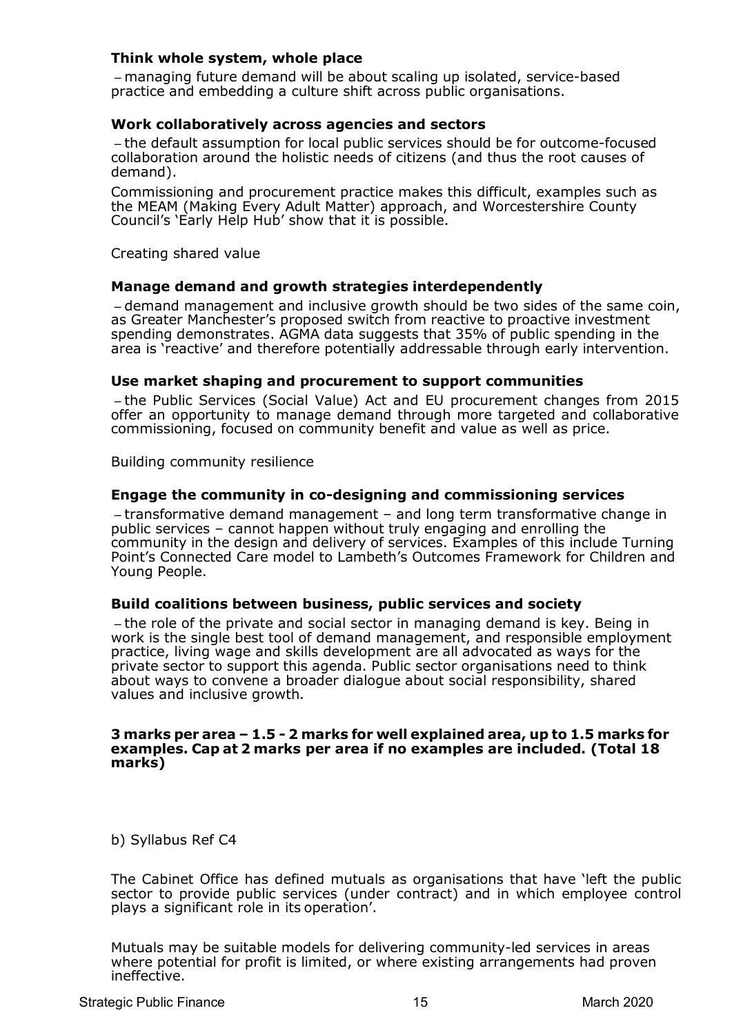**Think whole system, whole place**

– managing future demand will be about scaling up isolated, service-based practice and embedding a culture shift across public organisations.

**Work collaboratively across agencies and sectors**

– the default assumption for local public services should be for outcome-focused collaboration around the holistic needs of citizens (and thus the root causes of demand).

Commissioning and procurement practice makes this difficult, examples such as the MEAM (Making Every Adult Matter) approach, and Worcestershire County Council's 'Early Help Hub' show that it is possible.

Creating shared value

**Manage demand and growth strategies interdependently**

– demand management and inclusive growth should be two sides of the same coin, as Greater Manchester's proposed switch from reactive to proactive investment spending demonstrates. AGMA data suggests that 35% of public spending in the area is 'reactive' and therefore potentially addressable through early intervention.

**Use market shaping and procurement to support communities**

– the Public Services (Social Value) Act and EU procurement changes from 2015 offer an opportunity to manage demand through more targeted and collaborative commissioning, focused on community benefit and value as well as price.

Building community resilience

**Engage the community in co-designing and commissioning services**

– transformative demand management – and long term transformative change in public services – cannot happen without truly engaging and enrolling the community in the design and delivery of services. Examples of this include Turning Point's Connected Care model to Lambeth's Outcomes Framework for Children and Young People.

**Build coalitions between business, public services and society**

– the role of the private and social sector in managing demand is key. Being in work is the single best tool of demand management, and responsible employment practice, living wage and skills development are all advocated as ways for the private sector to support this agenda. Public sector organisations need to think about ways to convene a broader dialogue about social responsibility, shared values and inclusive growth.

**3 marks per area – 1.5 - 2 marks for well explained area, up to 1.5 marks for examples. Cap at 2 marks per area if no examples are included. (Total 18 marks)**

b) Syllabus Ref C4

The Cabinet Office has defined mutuals as organisations that have 'left the public sector to provide public services (under contract) and in which employee control plays a significant role in its operation'.

Mutuals may be suitable models for delivering community-led services in areas where potential for profit is limited, or where existing arrangements had proven ineffective.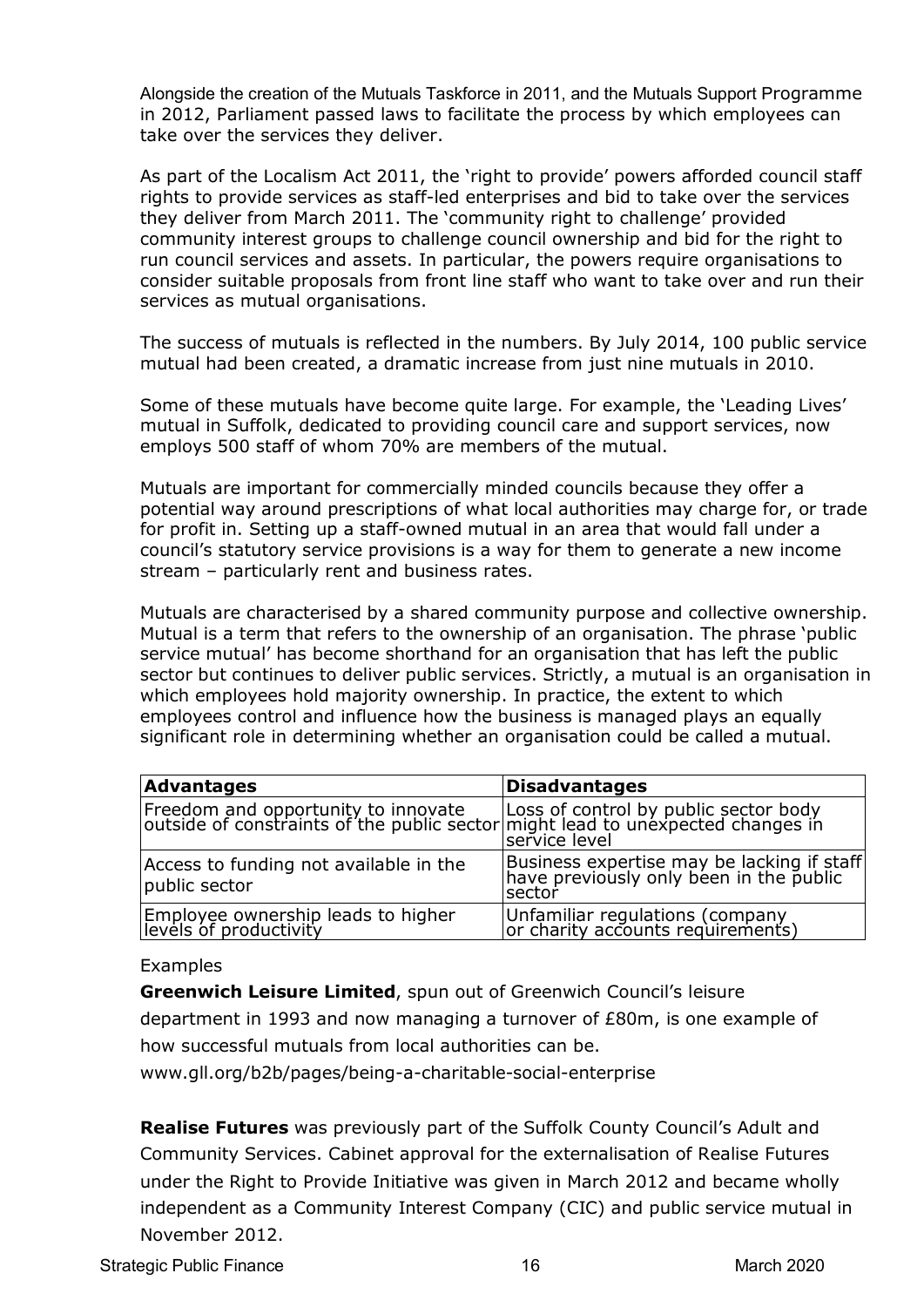Alongside the creation of the Mutuals Taskforce in 2011, and the Mutuals Support Programme in 2012, Parliament passed laws to facilitate the process by which employees can take over the services they deliver.

As part of the Localism Act 2011, the 'right to provide' powers afforded council staff rights to provide services as staff-led enterprises and bid to take over the services they deliver from March 2011. The 'community right to challenge' provided community interest groups to challenge council ownership and bid for the right to run council services and assets. In particular, the powers require organisations to consider suitable proposals from front line staff who want to take over and run their services as mutual organisations.

The success of mutuals is reflected in the numbers. By July 2014, 100 public service mutual had been created, a dramatic increase from just nine mutuals in 2010.

Some of these mutuals have become quite large. For example, the 'Leading Lives' mutual in Suffolk, dedicated to providing council care and support services, now employs 500 staff of whom 70% are members of the mutual.

Mutuals are important for commercially minded councils because they offer a potential way around prescriptions of what local authorities may charge for, or trade for profit in. Setting up a staff-owned mutual in an area that would fall under a council's statutory service provisions is a way for them to generate a new income stream – particularly rent and business rates.

Mutuals are characterised by a shared community purpose and collective ownership. Mutual is a term that refers to the ownership of an organisation. The phrase 'public service mutual' has become shorthand for an organisation that has left the public sector but continues to deliver public services. Strictly, a mutual is an organisation in which employees hold majority ownership. In practice, the extent to which employees control and influence how the business is managed plays an equally significant role in determining whether an organisation could be called a mutual.

| **Advantages** | **Disadvantages** |
| --- | --- |
| Freedom and opportunity to innovate outside of constraints of the public sector | Loss of control by public sector body might lead to unexpected changes in service level |
| Access to funding not available in the public sector | Business expertise may be lacking if staff have previously only been in the public sector |
| Employee ownership leads to higher levels of productivity | Unfamiliar regulations (company or charity accounts requirements) |

Examples

**Greenwich Leisure Limited**, spun out of Greenwich Council's leisure department in 1993 and now managing a turnover of £80m, is one example of how successful mutuals from local authorities can be. www.gll.org/b2b/pages/being-a-charitable-social-enterprise

**Realise Futures** was previously part of the Suffolk County Council's Adult and Community Services. Cabinet approval for the externalisation of Realise Futures under the Right to Provide Initiative was given in March 2012 and became wholly independent as a Community Interest Company (CIC) and public service mutual in November 2012.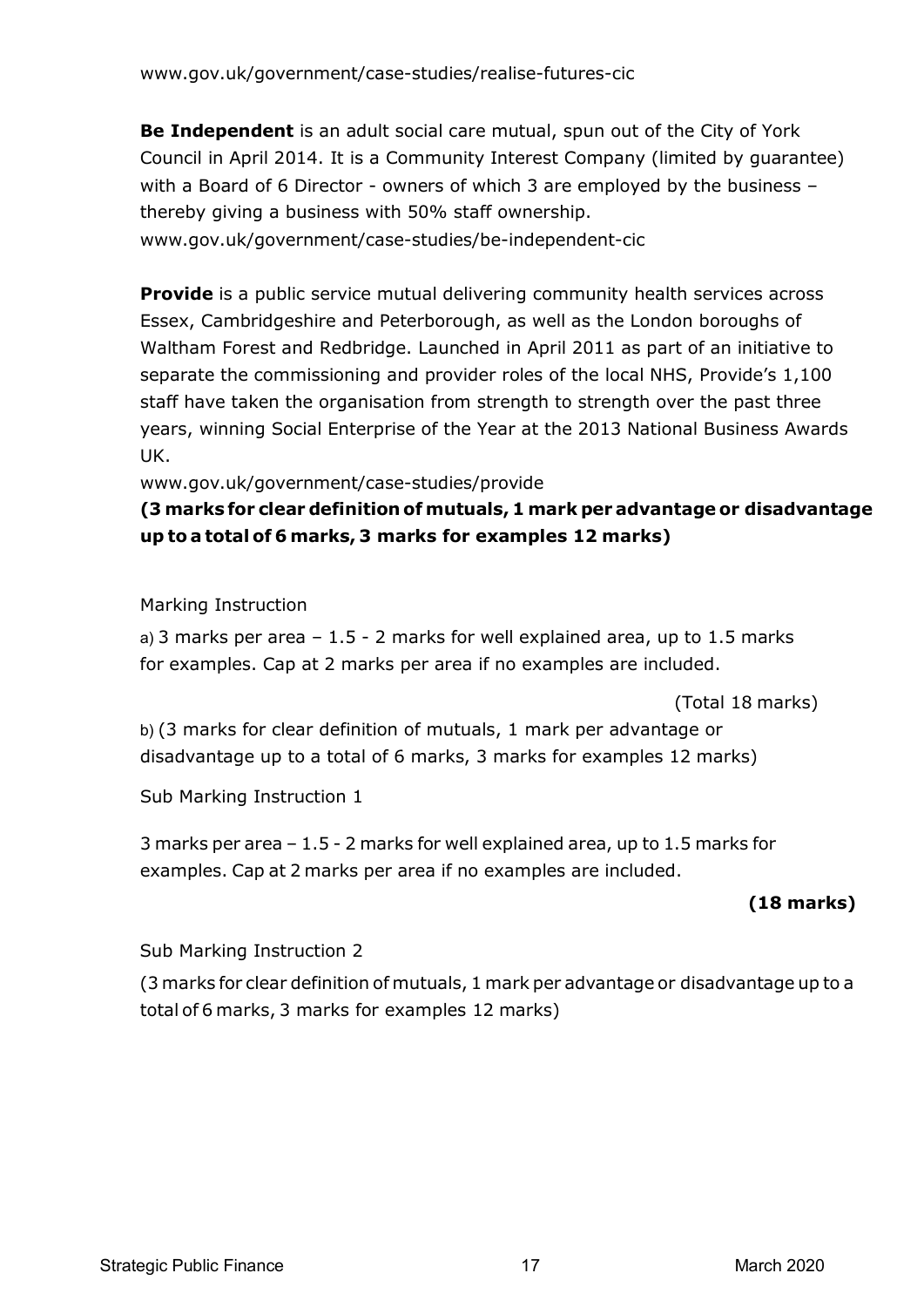www.gov.uk/government/case-studies/realise-futures-cic

**Be Independent** is an adult social care mutual, spun out of the City of York Council in April 2014. It is a Community Interest Company (limited by guarantee) with a Board of 6 Director - owners of which 3 are employed by the business – thereby giving a business with 50% staff ownership.
www.gov.uk/government/case-studies/be-independent-cic

**Provide** is a public service mutual delivering community health services across Essex, Cambridgeshire and Peterborough, as well as the London boroughs of Waltham Forest and Redbridge. Launched in April 2011 as part of an initiative to separate the commissioning and provider roles of the local NHS, Provide's 1,100 staff have taken the organisation from strength to strength over the past three years, winning Social Enterprise of the Year at the 2013 National Business Awards UK.
www.gov.uk/government/case-studies/provide

**(3 marks for clear definition of mutuals, 1 mark per advantage or disadvantage up to a total of 6 marks, 3 marks for examples 12 marks)**

Marking Instruction

a) 3 marks per area – 1.5 - 2 marks for well explained area, up to 1.5 marks for examples. Cap at 2 marks per area if no examples are included.

(Total 18 marks)

b) (3 marks for clear definition of mutuals, 1 mark per advantage or disadvantage up to a total of 6 marks, 3 marks for examples 12 marks)

Sub Marking Instruction 1

3 marks per area – 1.5 - 2 marks for well explained area, up to 1.5 marks for examples. Cap at 2 marks per area if no examples are included.

**(18 marks)**

Sub Marking Instruction 2

(3 marks for clear definition of mutuals, 1 mark per advantage or disadvantage up to a total of 6 marks, 3 marks for examples 12 marks)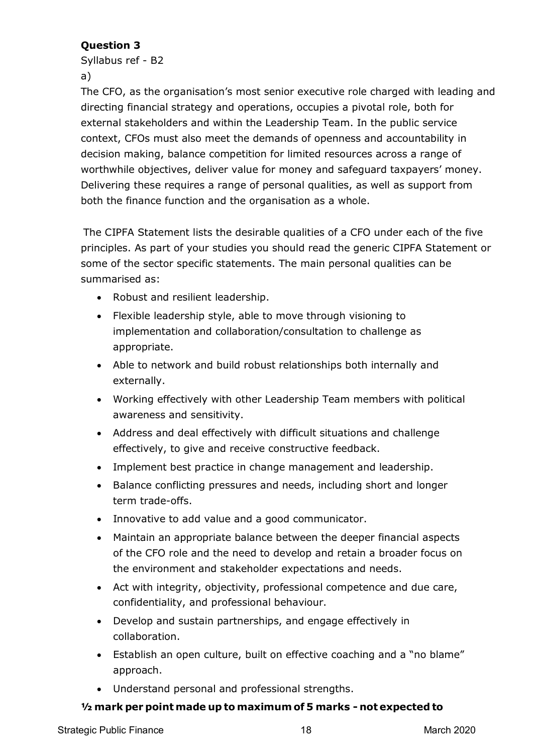**Question 3**

Syllabus ref - B2

a)

The CFO, as the organisation's most senior executive role charged with leading and directing financial strategy and operations, occupies a pivotal role, both for external stakeholders and within the Leadership Team. In the public service context, CFOs must also meet the demands of openness and accountability in decision making, balance competition for limited resources across a range of worthwhile objectives, deliver value for money and safeguard taxpayers' money. Delivering these requires a range of personal qualities, as well as support from both the finance function and the organisation as a whole.

The CIPFA Statement lists the desirable qualities of a CFO under each of the five principles. As part of your studies you should read the generic CIPFA Statement or some of the sector specific statements. The main personal qualities can be summarised as:

- Robust and resilient leadership.
- Flexible leadership style, able to move through visioning to implementation and collaboration/consultation to challenge as appropriate.
- Able to network and build robust relationships both internally and externally.
- Working effectively with other Leadership Team members with political awareness and sensitivity.
- Address and deal effectively with difficult situations and challenge effectively, to give and receive constructive feedback.
- Implement best practice in change management and leadership.
- Balance conflicting pressures and needs, including short and longer term trade-offs.
- Innovative to add value and a good communicator.
- Maintain an appropriate balance between the deeper financial aspects of the CFO role and the need to develop and retain a broader focus on the environment and stakeholder expectations and needs.
- Act with integrity, objectivity, professional competence and due care, confidentiality, and professional behaviour.
- Develop and sustain partnerships, and engage effectively in collaboration.
- Establish an open culture, built on effective coaching and a "no blame" approach.
- Understand personal and professional strengths.

**½ mark per point made up to maximum of 5 marks - not expected to**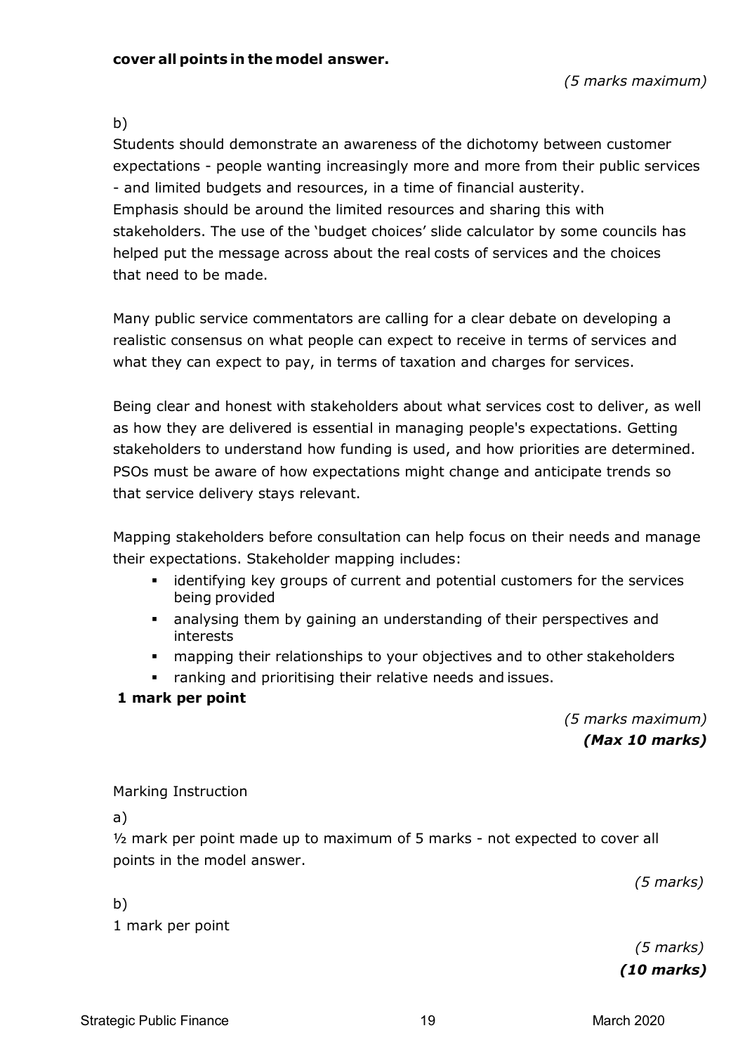**cover all points in the model answer.**

*(5 marks maximum)*

b)

Students should demonstrate an awareness of the dichotomy between customer expectations - people wanting increasingly more and more from their public services - and limited budgets and resources, in a time of financial austerity.
Emphasis should be around the limited resources and sharing this with stakeholders. The use of the 'budget choices' slide calculator by some councils has helped put the message across about the real costs of services and the choices that need to be made.

Many public service commentators are calling for a clear debate on developing a realistic consensus on what people can expect to receive in terms of services and what they can expect to pay, in terms of taxation and charges for services.

Being clear and honest with stakeholders about what services cost to deliver, as well as how they are delivered is essential in managing people's expectations. Getting stakeholders to understand how funding is used, and how priorities are determined. PSOs must be aware of how expectations might change and anticipate trends so that service delivery stays relevant.

Mapping stakeholders before consultation can help focus on their needs and manage their expectations. Stakeholder mapping includes:

- identifying key groups of current and potential customers for the services being provided
- analysing them by gaining an understanding of their perspectives and interests
- mapping their relationships to your objectives and to other stakeholders
- ranking and prioritising their relative needs and issues.

**1 mark per point**

*(5 marks maximum)*
***(Max 10 marks)***

Marking Instruction

a)

½ mark per point made up to maximum of 5 marks - not expected to cover all points in the model answer.

*(5 marks)*

b)

1 mark per point

*(5 marks)*
***(10 marks)***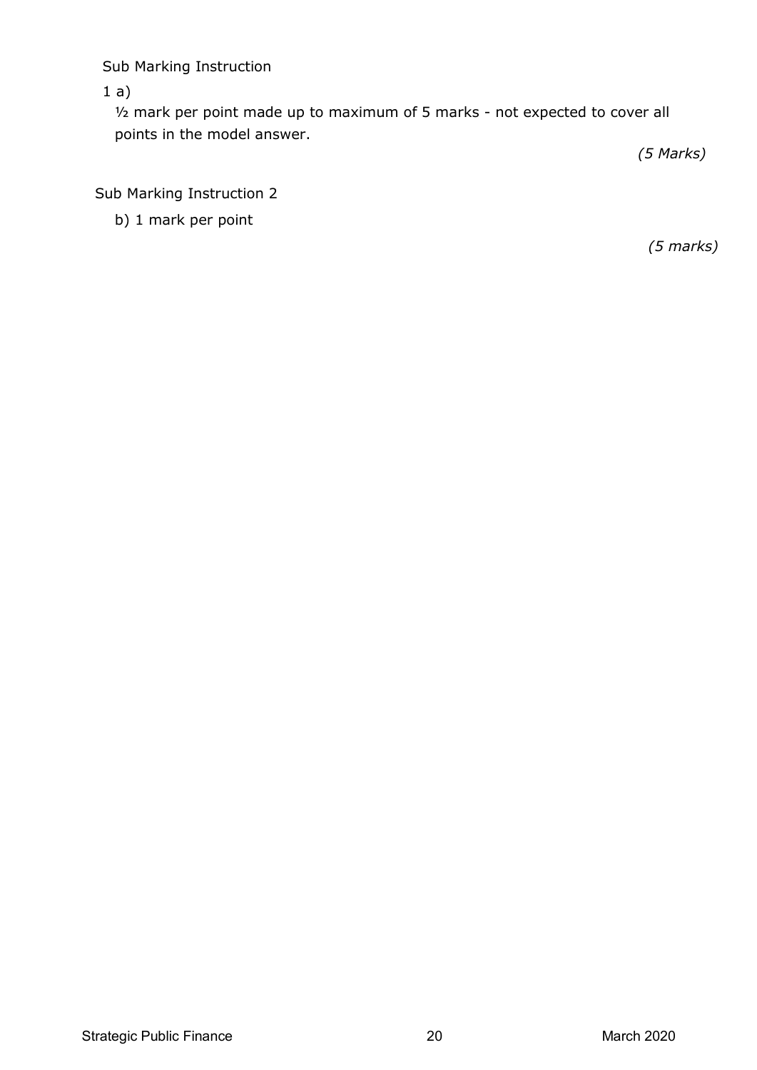Sub Marking Instruction

1 a)

½ mark per point made up to maximum of 5 marks - not expected to cover all points in the model answer.

*(5 Marks)*

Sub Marking Instruction 2

b) 1 mark per point

*(5 marks)*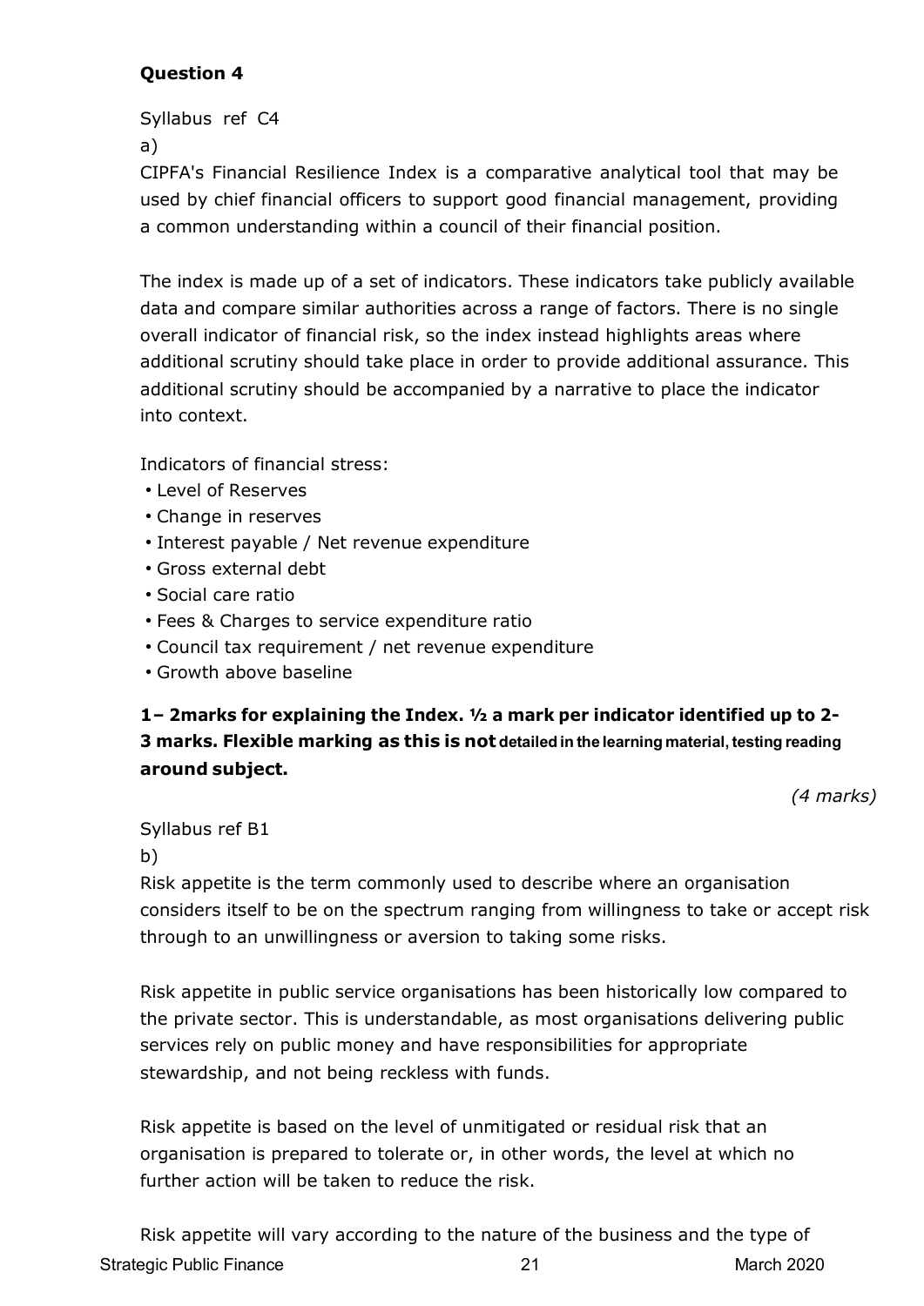**Question 4**

Syllabus ref C4

a)

CIPFA's Financial Resilience Index is a comparative analytical tool that may be used by chief financial officers to support good financial management, providing a common understanding within a council of their financial position.

The index is made up of a set of indicators. These indicators take publicly available data and compare similar authorities across a range of factors. There is no single overall indicator of financial risk, so the index instead highlights areas where additional scrutiny should take place in order to provide additional assurance. This additional scrutiny should be accompanied by a narrative to place the indicator into context.

Indicators of financial stress:

- Level of Reserves
- Change in reserves
- Interest payable / Net revenue expenditure
- Gross external debt
- Social care ratio
- Fees & Charges to service expenditure ratio
- Council tax requirement / net revenue expenditure
- Growth above baseline

**1– 2marks for explaining the Index. ½ a mark per indicator identified up to 2-3 marks. Flexible marking as this is not detailed in the learning material, testing reading around subject.**

*(4 marks)*

Syllabus ref B1

b)

Risk appetite is the term commonly used to describe where an organisation considers itself to be on the spectrum ranging from willingness to take or accept risk through to an unwillingness or aversion to taking some risks.

Risk appetite in public service organisations has been historically low compared to the private sector. This is understandable, as most organisations delivering public services rely on public money and have responsibilities for appropriate stewardship, and not being reckless with funds.

Risk appetite is based on the level of unmitigated or residual risk that an organisation is prepared to tolerate or, in other words, the level at which no further action will be taken to reduce the risk.

Risk appetite will vary according to the nature of the business and the type of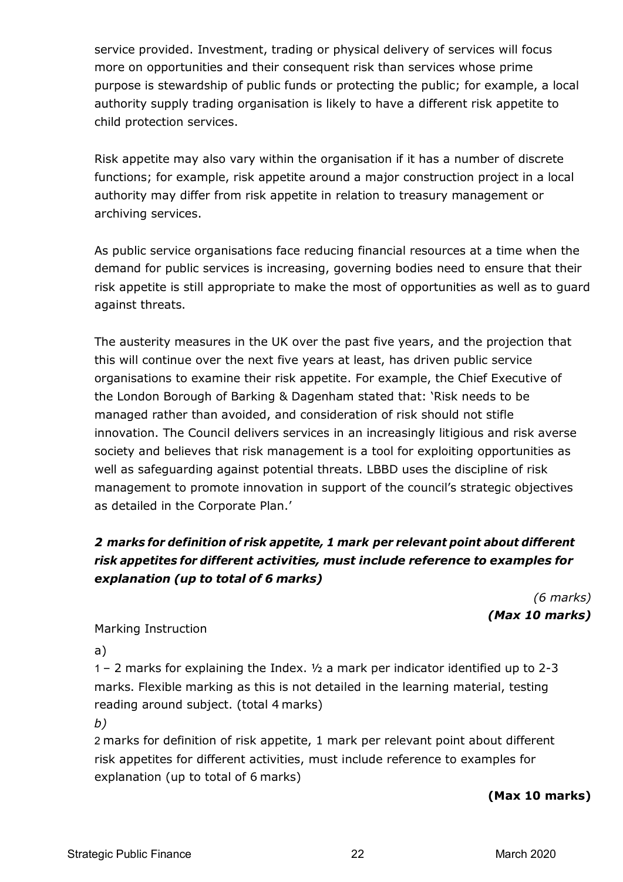service provided. Investment, trading or physical delivery of services will focus more on opportunities and their consequent risk than services whose prime purpose is stewardship of public funds or protecting the public; for example, a local authority supply trading organisation is likely to have a different risk appetite to child protection services.

Risk appetite may also vary within the organisation if it has a number of discrete functions; for example, risk appetite around a major construction project in a local authority may differ from risk appetite in relation to treasury management or archiving services.

As public service organisations face reducing financial resources at a time when the demand for public services is increasing, governing bodies need to ensure that their risk appetite is still appropriate to make the most of opportunities as well as to guard against threats.

The austerity measures in the UK over the past five years, and the projection that this will continue over the next five years at least, has driven public service organisations to examine their risk appetite. For example, the Chief Executive of the London Borough of Barking & Dagenham stated that: 'Risk needs to be managed rather than avoided, and consideration of risk should not stifle innovation. The Council delivers services in an increasingly litigious and risk averse society and believes that risk management is a tool for exploiting opportunities as well as safeguarding against potential threats. LBBD uses the discipline of risk management to promote innovation in support of the council's strategic objectives as detailed in the Corporate Plan.'

***2 marks for definition of risk appetite, 1 mark per relevant point about different risk appetites for different activities, must include reference to examples for explanation (up to total of 6 marks)***

*(6 marks)*
***(Max 10 marks)***

Marking Instruction

a)

1 – 2 marks for explaining the Index. ½ a mark per indicator identified up to 2-3 marks. Flexible marking as this is not detailed in the learning material, testing reading around subject. (total 4 marks)

*b)*

2 marks for definition of risk appetite, 1 mark per relevant point about different risk appetites for different activities, must include reference to examples for explanation (up to total of 6 marks)

**(Max 10 marks)**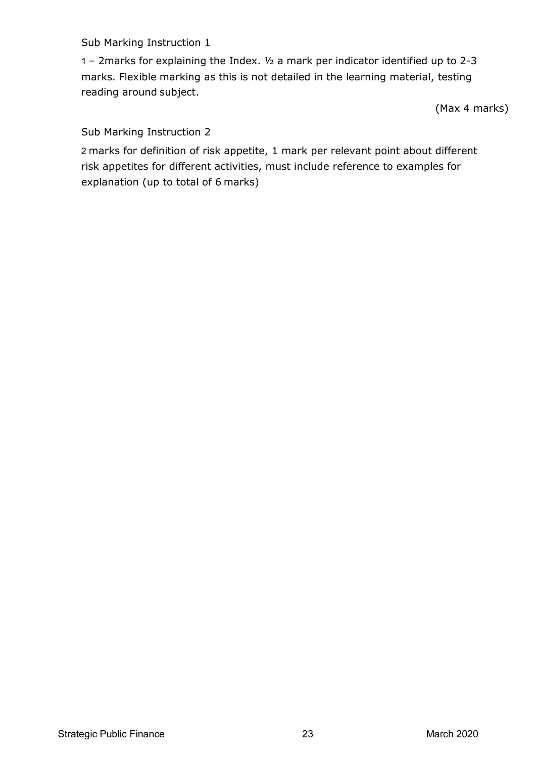Sub Marking Instruction 1

1 – 2marks for explaining the Index. ½ a mark per indicator identified up to 2-3 marks. Flexible marking as this is not detailed in the learning material, testing reading around subject.

(Max 4 marks)

Sub Marking Instruction 2

2 marks for definition of risk appetite, 1 mark per relevant point about different risk appetites for different activities, must include reference to examples for explanation (up to total of 6 marks)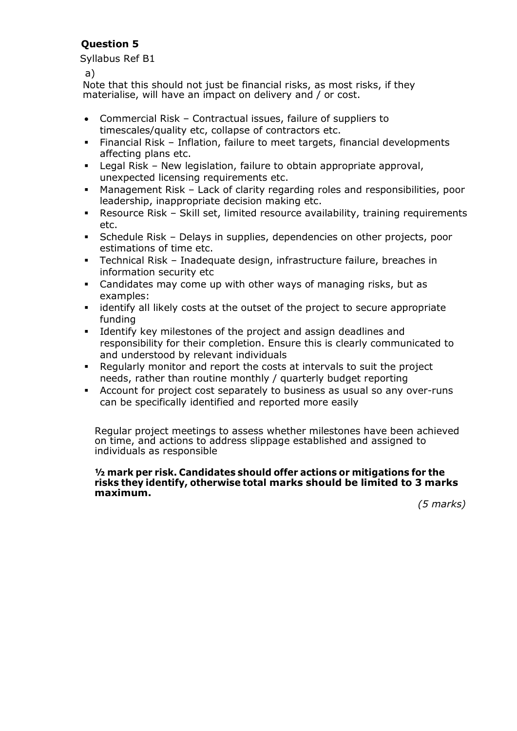## Question 5

Syllabus Ref B1

a)

Note that this should not just be financial risks, as most risks, if they materialise, will have an impact on delivery and / or cost.

- Commercial Risk – Contractual issues, failure of suppliers to timescales/quality etc, collapse of contractors etc.
- Financial Risk – Inflation, failure to meet targets, financial developments affecting plans etc.
- Legal Risk – New legislation, failure to obtain appropriate approval, unexpected licensing requirements etc.
- Management Risk – Lack of clarity regarding roles and responsibilities, poor leadership, inappropriate decision making etc.
- Resource Risk – Skill set, limited resource availability, training requirements etc.
- Schedule Risk – Delays in supplies, dependencies on other projects, poor estimations of time etc.
- Technical Risk – Inadequate design, infrastructure failure, breaches in information security etc
- Candidates may come up with other ways of managing risks, but as examples:
- identify all likely costs at the outset of the project to secure appropriate funding
- Identify key milestones of the project and assign deadlines and responsibility for their completion. Ensure this is clearly communicated to and understood by relevant individuals
- Regularly monitor and report the costs at intervals to suit the project needs, rather than routine monthly / quarterly budget reporting
- Account for project cost separately to business as usual so any over-runs can be specifically identified and reported more easily

Regular project meetings to assess whether milestones have been achieved on time, and actions to address slippage established and assigned to individuals as responsible

**½ mark per risk. Candidates should offer actions or mitigations for the risks they identify, otherwise total marks should be limited to 3 marks maximum.**

*(5 marks)*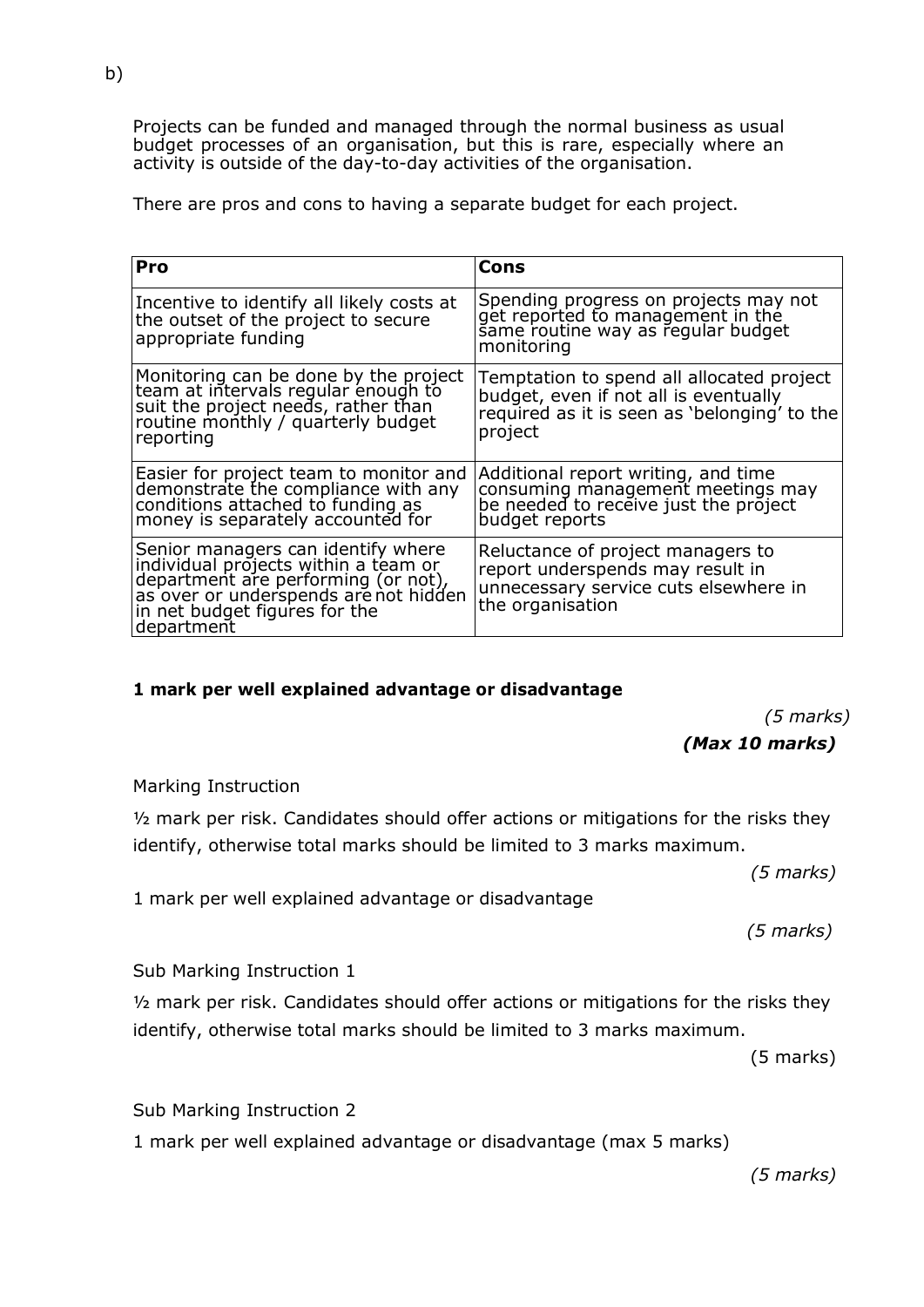b)

Projects can be funded and managed through the normal business as usual budget processes of an organisation, but this is rare, especially where an activity is outside of the day-to-day activities of the organisation.

There are pros and cons to having a separate budget for each project.

| **Pro** | **Cons** |
|---|---|
| Incentive to identify all likely costs at the outset of the project to secure appropriate funding | Spending progress on projects may not get reported to management in the same routine way as regular budget monitoring |
| Monitoring can be done by the project team at intervals regular enough to suit the project needs, rather than routine monthly / quarterly budget reporting | Temptation to spend all allocated project budget, even if not all is eventually required as it is seen as 'belonging' to the project |
| Easier for project team to monitor and demonstrate the compliance with any conditions attached to funding as money is separately accounted for | Additional report writing, and time consuming management meetings may be needed to receive just the project budget reports |
| Senior managers can identify where individual projects within a team or department are performing (or not), as over or underspends are not hidden in net budget figures for the department | Reluctance of project managers to report underspends may result in unnecessary service cuts elsewhere in the organisation |

**1 mark per well explained advantage or disadvantage**

*(5 marks)*

***(Max 10 marks)***

Marking Instruction

½ mark per risk. Candidates should offer actions or mitigations for the risks they identify, otherwise total marks should be limited to 3 marks maximum.

*(5 marks)*

1 mark per well explained advantage or disadvantage

*(5 marks)*

Sub Marking Instruction 1

½ mark per risk. Candidates should offer actions or mitigations for the risks they identify, otherwise total marks should be limited to 3 marks maximum.

(5 marks)

Sub Marking Instruction 2

1 mark per well explained advantage or disadvantage (max 5 marks)

*(5 marks)*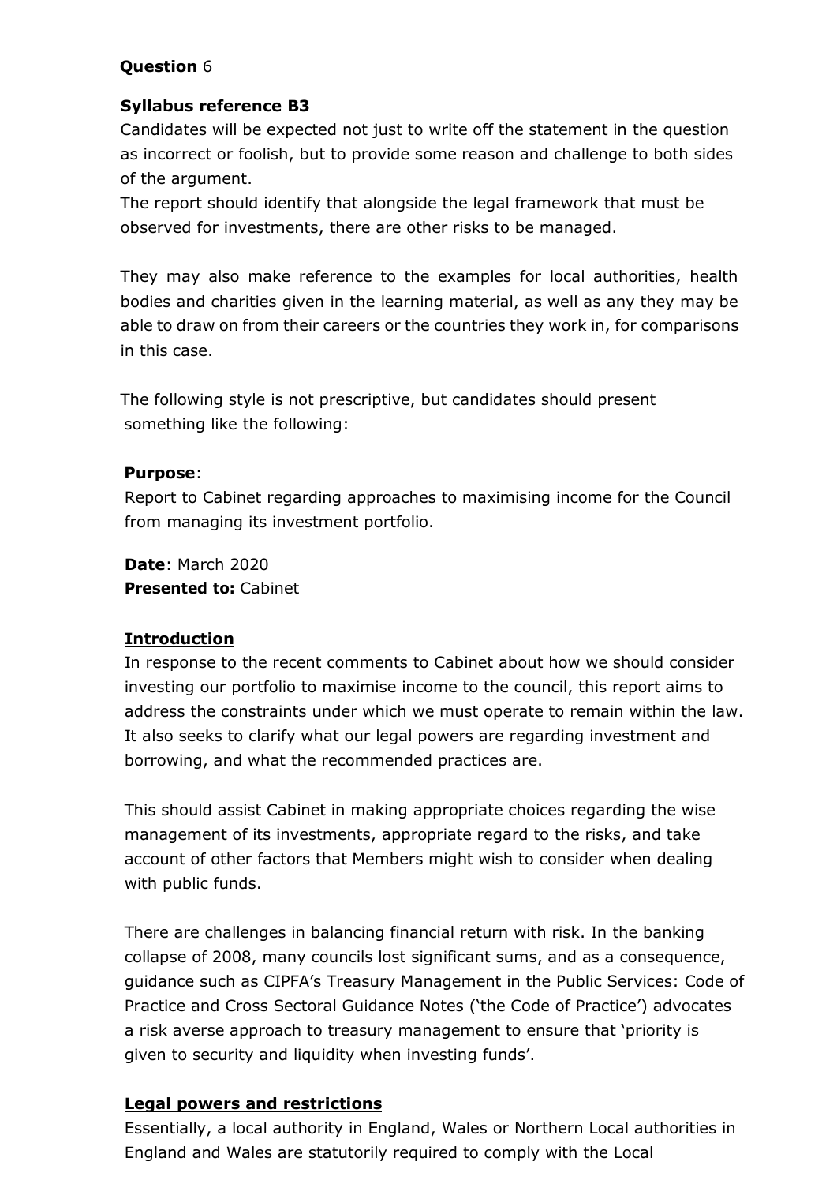**Question** 6

**Syllabus reference B3**

Candidates will be expected not just to write off the statement in the question as incorrect or foolish, but to provide some reason and challenge to both sides of the argument.

The report should identify that alongside the legal framework that must be observed for investments, there are other risks to be managed.

They may also make reference to the examples for local authorities, health bodies and charities given in the learning material, as well as any they may be able to draw on from their careers or the countries they work in, for comparisons in this case.

The following style is not prescriptive, but candidates should present something like the following:

**Purpose**:

Report to Cabinet regarding approaches to maximising income for the Council from managing its investment portfolio.

**Date**: March 2020

**Presented to:** Cabinet

**Introduction**

In response to the recent comments to Cabinet about how we should consider investing our portfolio to maximise income to the council, this report aims to address the constraints under which we must operate to remain within the law. It also seeks to clarify what our legal powers are regarding investment and borrowing, and what the recommended practices are.

This should assist Cabinet in making appropriate choices regarding the wise management of its investments, appropriate regard to the risks, and take account of other factors that Members might wish to consider when dealing with public funds.

There are challenges in balancing financial return with risk. In the banking collapse of 2008, many councils lost significant sums, and as a consequence, guidance such as CIPFA's Treasury Management in the Public Services: Code of Practice and Cross Sectoral Guidance Notes ('the Code of Practice') advocates a risk averse approach to treasury management to ensure that 'priority is given to security and liquidity when investing funds'.

**Legal powers and restrictions**

Essentially, a local authority in England, Wales or Northern Local authorities in England and Wales are statutorily required to comply with the Local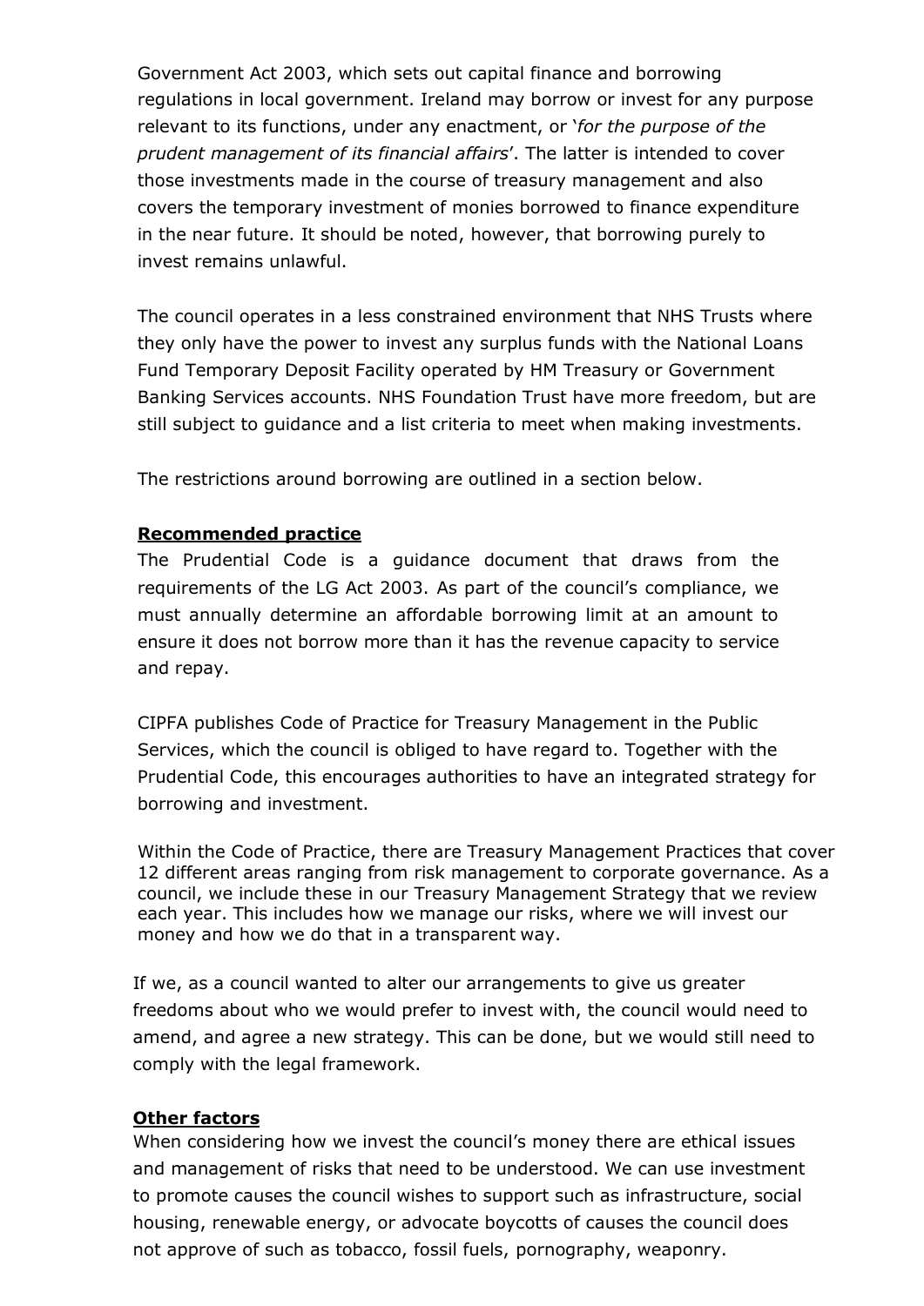Government Act 2003, which sets out capital finance and borrowing regulations in local government. Ireland may borrow or invest for any purpose relevant to its functions, under any enactment, or '*for the purpose of the prudent management of its financial affairs*'. The latter is intended to cover those investments made in the course of treasury management and also covers the temporary investment of monies borrowed to finance expenditure in the near future. It should be noted, however, that borrowing purely to invest remains unlawful.

The council operates in a less constrained environment that NHS Trusts where they only have the power to invest any surplus funds with the National Loans Fund Temporary Deposit Facility operated by HM Treasury or Government Banking Services accounts. NHS Foundation Trust have more freedom, but are still subject to guidance and a list criteria to meet when making investments.

The restrictions around borrowing are outlined in a section below.

**Recommended practice**

The Prudential Code is a guidance document that draws from the requirements of the LG Act 2003. As part of the council's compliance, we must annually determine an affordable borrowing limit at an amount to ensure it does not borrow more than it has the revenue capacity to service and repay.

CIPFA publishes Code of Practice for Treasury Management in the Public Services, which the council is obliged to have regard to. Together with the Prudential Code, this encourages authorities to have an integrated strategy for borrowing and investment.

Within the Code of Practice, there are Treasury Management Practices that cover 12 different areas ranging from risk management to corporate governance. As a council, we include these in our Treasury Management Strategy that we review each year. This includes how we manage our risks, where we will invest our money and how we do that in a transparent way.

If we, as a council wanted to alter our arrangements to give us greater freedoms about who we would prefer to invest with, the council would need to amend, and agree a new strategy. This can be done, but we would still need to comply with the legal framework.

**Other factors**

When considering how we invest the council's money there are ethical issues and management of risks that need to be understood. We can use investment to promote causes the council wishes to support such as infrastructure, social housing, renewable energy, or advocate boycotts of causes the council does not approve of such as tobacco, fossil fuels, pornography, weaponry.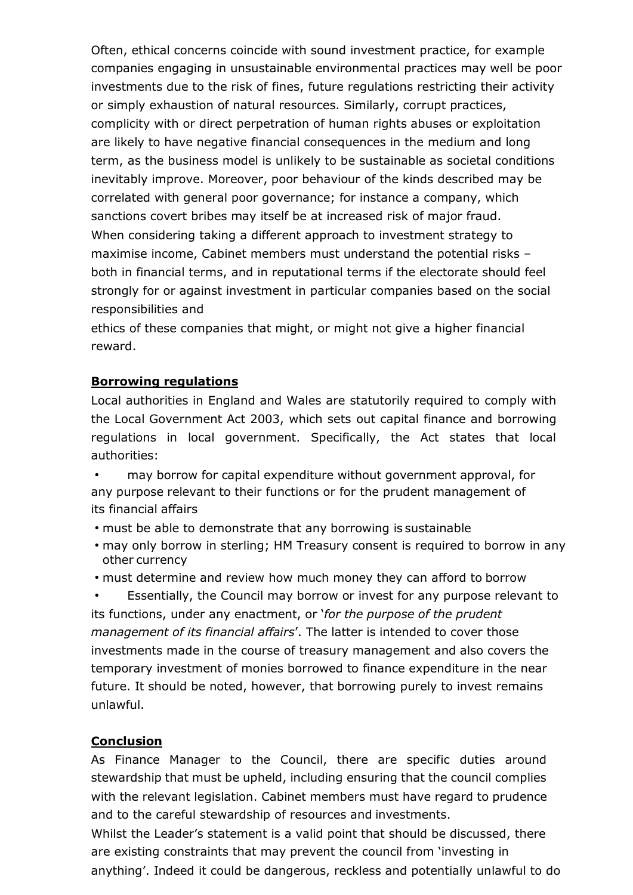Often, ethical concerns coincide with sound investment practice, for example companies engaging in unsustainable environmental practices may well be poor investments due to the risk of fines, future regulations restricting their activity or simply exhaustion of natural resources. Similarly, corrupt practices, complicity with or direct perpetration of human rights abuses or exploitation are likely to have negative financial consequences in the medium and long term, as the business model is unlikely to be sustainable as societal conditions inevitably improve. Moreover, poor behaviour of the kinds described may be correlated with general poor governance; for instance a company, which sanctions covert bribes may itself be at increased risk of major fraud.

When considering taking a different approach to investment strategy to maximise income, Cabinet members must understand the potential risks – both in financial terms, and in reputational terms if the electorate should feel strongly for or against investment in particular companies based on the social responsibilities and

ethics of these companies that might, or might not give a higher financial reward.

**Borrowing regulations**

Local authorities in England and Wales are statutorily required to comply with the Local Government Act 2003, which sets out capital finance and borrowing regulations in local government. Specifically, the Act states that local authorities:

- may borrow for capital expenditure without government approval, for any purpose relevant to their functions or for the prudent management of its financial affairs
- must be able to demonstrate that any borrowing is sustainable
- may only borrow in sterling; HM Treasury consent is required to borrow in any other currency
- must determine and review how much money they can afford to borrow
- Essentially, the Council may borrow or invest for any purpose relevant to its functions, under any enactment, or '*for the purpose of the prudent management of its financial affairs*'. The latter is intended to cover those investments made in the course of treasury management and also covers the temporary investment of monies borrowed to finance expenditure in the near future. It should be noted, however, that borrowing purely to invest remains unlawful.

**Conclusion**

As Finance Manager to the Council, there are specific duties around stewardship that must be upheld, including ensuring that the council complies with the relevant legislation. Cabinet members must have regard to prudence and to the careful stewardship of resources and investments.

Whilst the Leader's statement is a valid point that should be discussed, there are existing constraints that may prevent the council from 'investing in anything'. Indeed it could be dangerous, reckless and potentially unlawful to do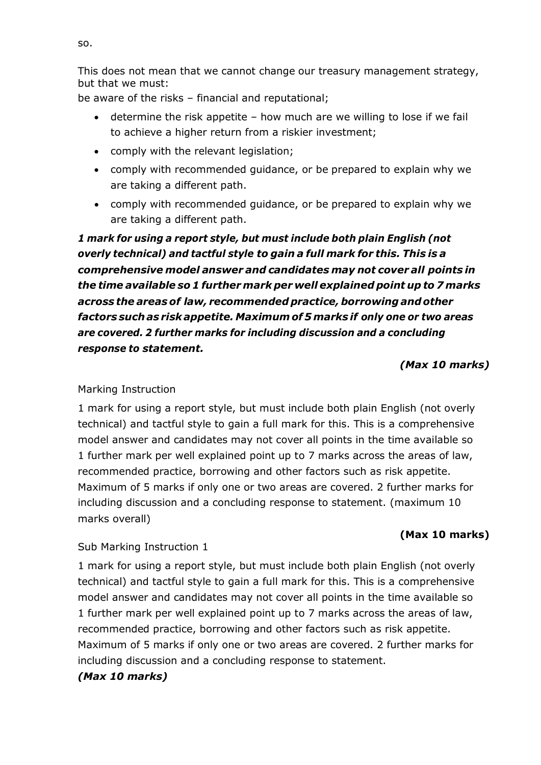so.

This does not mean that we cannot change our treasury management strategy, but that we must:

be aware of the risks – financial and reputational;

- determine the risk appetite – how much are we willing to lose if we fail to achieve a higher return from a riskier investment;
- comply with the relevant legislation;
- comply with recommended guidance, or be prepared to explain why we are taking a different path.
- comply with recommended guidance, or be prepared to explain why we are taking a different path.

***1 mark for using a report style, but must include both plain English (not overly technical) and tactful style to gain a full mark for this. This is a comprehensive model answer and candidates may not cover all points in the time available so 1 further mark per well explained point up to 7 marks across the areas of law, recommended practice, borrowing and other factors such as risk appetite. Maximum of 5 marks if only one or two areas are covered. 2 further marks for including discussion and a concluding response to statement.***

***(Max 10 marks)***

Marking Instruction

1 mark for using a report style, but must include both plain English (not overly technical) and tactful style to gain a full mark for this. This is a comprehensive model answer and candidates may not cover all points in the time available so 1 further mark per well explained point up to 7 marks across the areas of law, recommended practice, borrowing and other factors such as risk appetite. Maximum of 5 marks if only one or two areas are covered. 2 further marks for including discussion and a concluding response to statement. (maximum 10 marks overall)

**(Max 10 marks)**

Sub Marking Instruction 1

1 mark for using a report style, but must include both plain English (not overly technical) and tactful style to gain a full mark for this. This is a comprehensive model answer and candidates may not cover all points in the time available so 1 further mark per well explained point up to 7 marks across the areas of law, recommended practice, borrowing and other factors such as risk appetite. Maximum of 5 marks if only one or two areas are covered. 2 further marks for including discussion and a concluding response to statement.

***(Max 10 marks)***